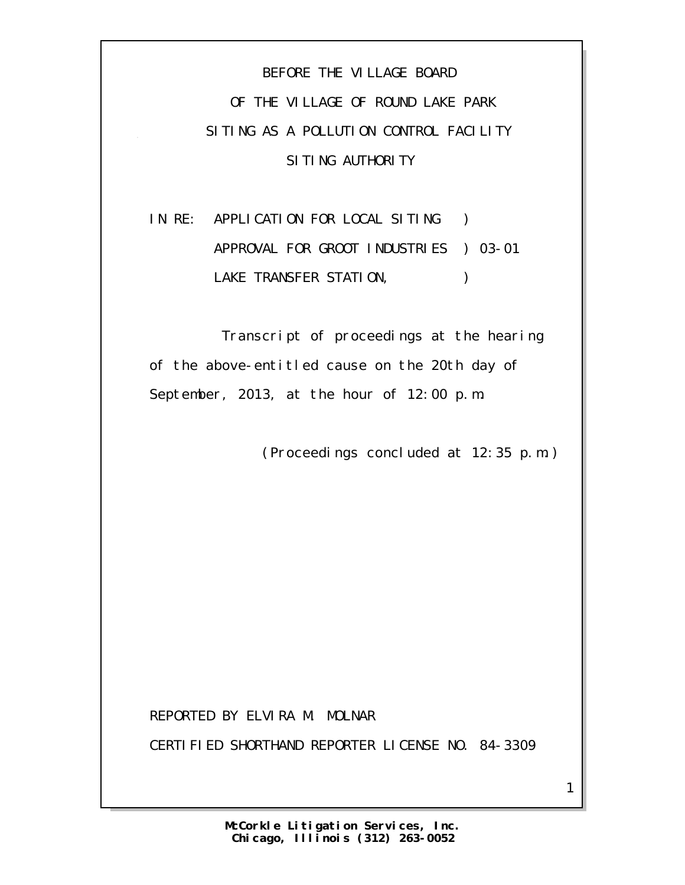BEFORE THE VILLAGE BOARD

OF THE VILLAGE OF ROUND LAKE PARK

SITING AS A POLLUTION CONTROL FACILITY

SITING AUTHORITY

IN RE: APPLICATION FOR LOCAL SITING )
APPROVAL FOR GROOT INDUSTRIES ) 03-01
LAKE TRANSFER STATION, )

Transcript of proceedings at the hearing of the above-entitled cause on the 20th day of September, 2013, at the hour of 12:00 p.m.

(Proceedings concluded at 12:35 p.m.)

REPORTED BY ELVIRA M. MOLNAR

CERTIFIED SHORTHAND REPORTER LICENSE NO. 84-3309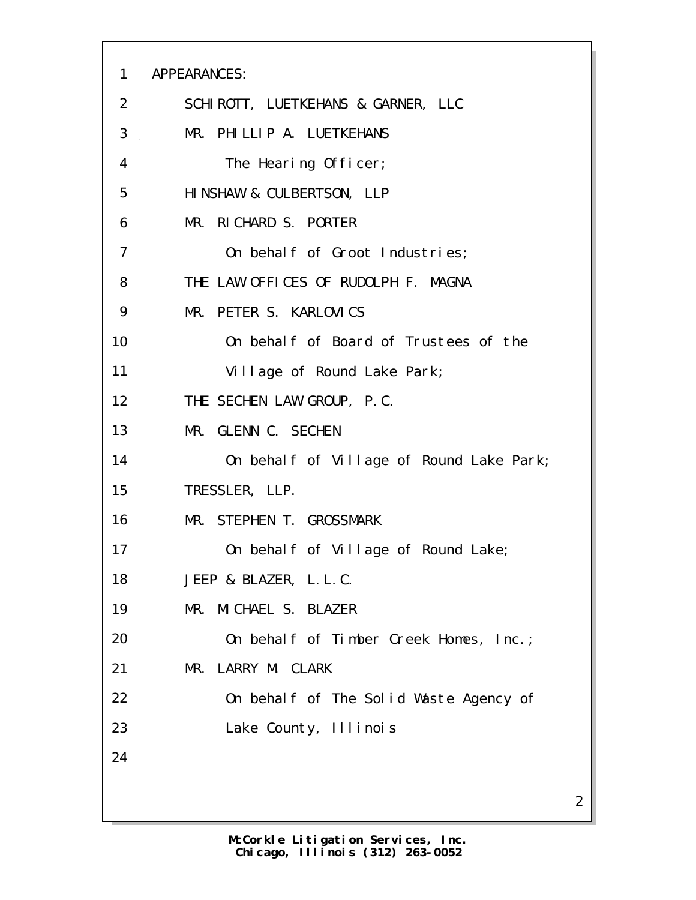APPEARANCES:

SCHIROTT, LUETKEHANS & GARNER, LLC
MR. PHILLIP A. LUETKEHANS
The Hearing Officer;

HINSHAW & CULBERTSON, LLP
MR. RICHARD S. PORTER
On behalf of Groot Industries;

THE LAW OFFICES OF RUDOLPH F. MAGNA
MR. PETER S. KARLOVICS
On behalf of Board of Trustees of the Village of Round Lake Park;

THE SECHEN LAW GROUP, P.C.
MR. GLENN C. SECHEN
On behalf of Village of Round Lake Park;

TRESSLER, LLP.
MR. STEPHEN T. GROSSMARK
On behalf of Village of Round Lake;

JEEP & BLAZER, L.L.C.
MR. MICHAEL S. BLAZER
On behalf of Timber Creek Homes, Inc.;

MR. LARRY M. CLARK
On behalf of The Solid Waste Agency of Lake County, Illinois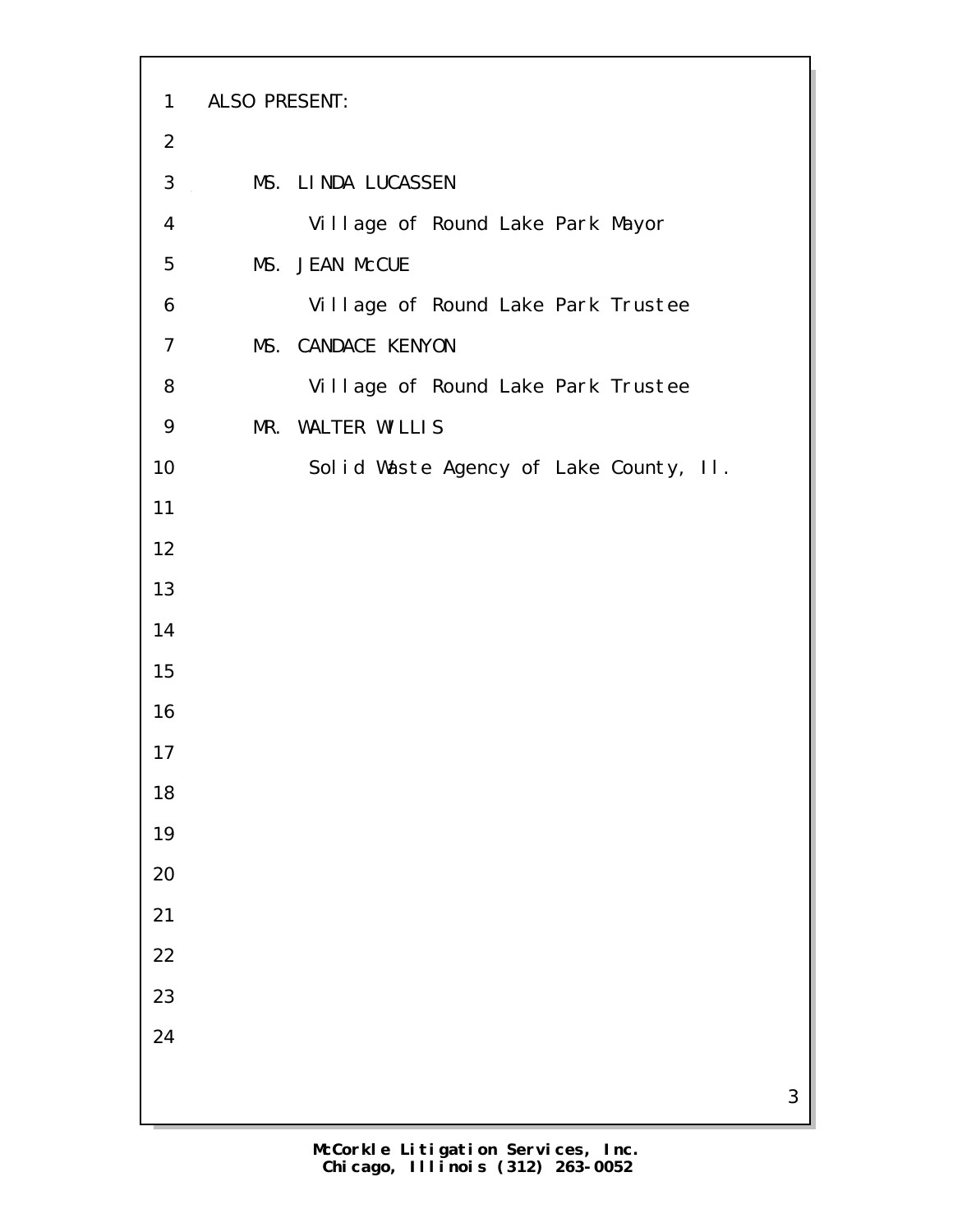ALSO PRESENT:

MS. LINDA LUCASSEN
Village of Round Lake Park Mayor

MS. JEAN McCUE
Village of Round Lake Park Trustee

MS. CANDACE KENYON
Village of Round Lake Park Trustee

MR. WALTER WILLIS
Solid Waste Agency of Lake County, Il.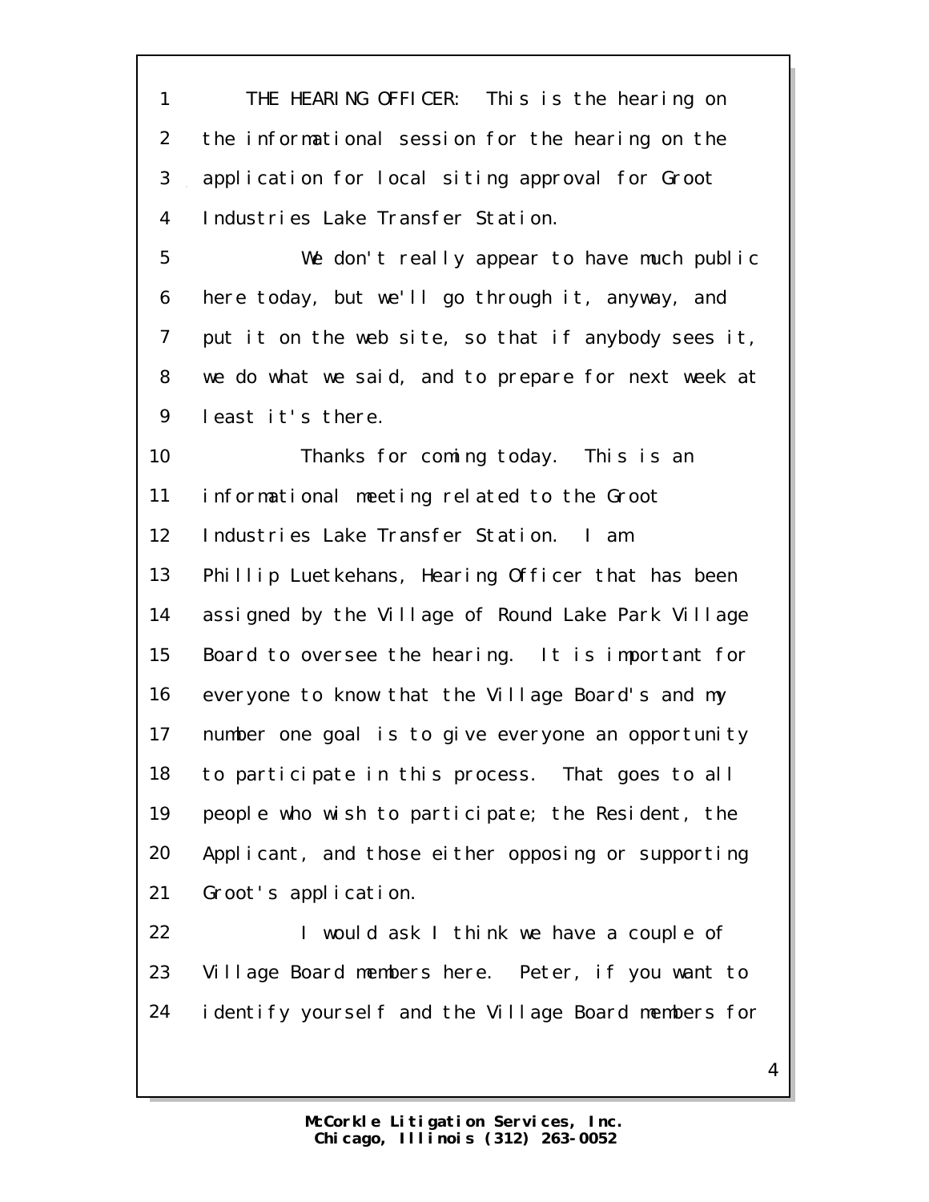THE HEARING OFFICER: This is the hearing on the informational session for the hearing on the application for local siting approval for Groot Industries Lake Transfer Station.

We don't really appear to have much public here today, but we'll go through it, anyway, and put it on the web site, so that if anybody sees it, we do what we said, and to prepare for next week at least it's there.

Thanks for coming today. This is an informational meeting related to the Groot Industries Lake Transfer Station. I am Phillip Luetkehans, Hearing Officer that has been assigned by the Village of Round Lake Park Village Board to oversee the hearing. It is important for everyone to know that the Village Board's and my number one goal is to give everyone an opportunity to participate in this process. That goes to all people who wish to participate; the Resident, the Applicant, and those either opposing or supporting Groot's application.

I would ask I think we have a couple of Village Board members here. Peter, if you want to identify yourself and the Village Board members for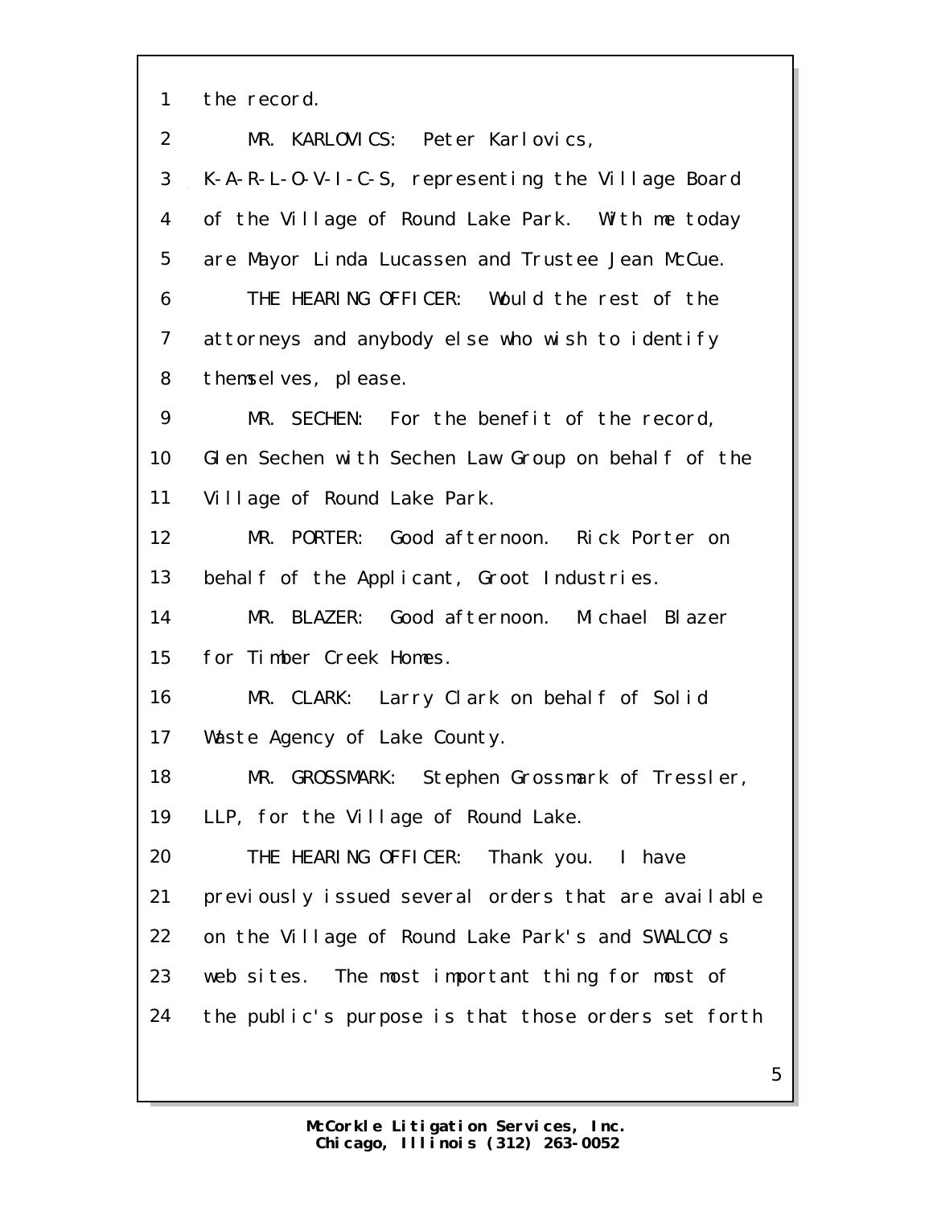the record.

MR. KARLOVICS: Peter Karlovics, K-A-R-L-O-V-I-C-S, representing the Village Board of the Village of Round Lake Park. With me today are Mayor Linda Lucassen and Trustee Jean McCue.

THE HEARING OFFICER: Would the rest of the attorneys and anybody else who wish to identify themselves, please.

MR. SECHEN: For the benefit of the record, Glen Sechen with Sechen Law Group on behalf of the Village of Round Lake Park.

MR. PORTER: Good afternoon. Rick Porter on behalf of the Applicant, Groot Industries.

MR. BLAZER: Good afternoon. Michael Blazer for Timber Creek Homes.

MR. CLARK: Larry Clark on behalf of Solid Waste Agency of Lake County.

MR. GROSSMARK: Stephen Grossmark of Tressler, LLP, for the Village of Round Lake.

THE HEARING OFFICER: Thank you. I have previously issued several orders that are available on the Village of Round Lake Park's and SWALCO's web sites. The most important thing for most of the public's purpose is that those orders set forth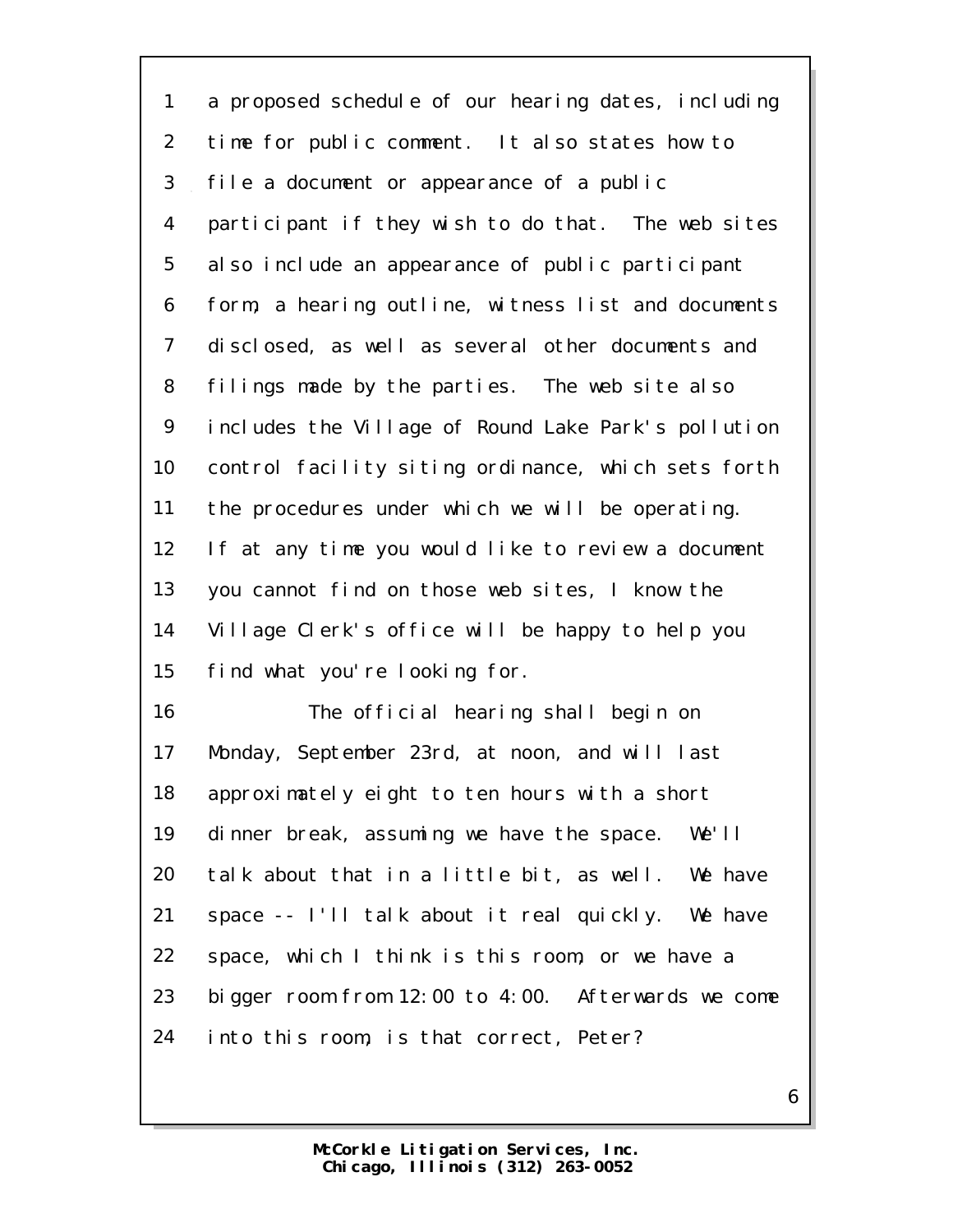a proposed schedule of our hearing dates, including time for public comment. It also states how to file a document or appearance of a public participant if they wish to do that. The web sites also include an appearance of public participant form, a hearing outline, witness list and documents disclosed, as well as several other documents and filings made by the parties. The web site also includes the Village of Round Lake Park's pollution control facility siting ordinance, which sets forth the procedures under which we will be operating. If at any time you would like to review a document you cannot find on those web sites, I know the Village Clerk's office will be happy to help you find what you're looking for.

The official hearing shall begin on Monday, September 23rd, at noon, and will last approximately eight to ten hours with a short dinner break, assuming we have the space. We'll talk about that in a little bit, as well. We have space -- I'll talk about it real quickly. We have space, which I think is this room, or we have a bigger room from 12:00 to 4:00. Afterwards we come into this room, is that correct, Peter?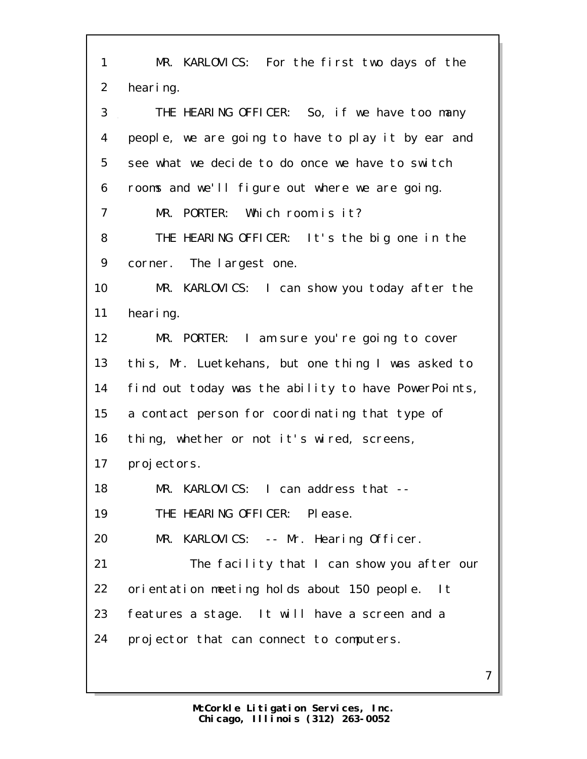MR. KARLOVICS: For the first two days of the hearing.

THE HEARING OFFICER: So, if we have too many people, we are going to have to play it by ear and see what we decide to do once we have to switch rooms and we'll figure out where we are going.

MR. PORTER: Which room is it?

THE HEARING OFFICER: It's the big one in the corner. The largest one.

MR. KARLOVICS: I can show you today after the hearing.

MR. PORTER: I am sure you're going to cover this, Mr. Luetkehans, but one thing I was asked to find out today was the ability to have PowerPoints, a contact person for coordinating that type of thing, whether or not it's wired, screens, projectors.

MR. KARLOVICS: I can address that --

THE HEARING OFFICER: Please.

MR. KARLOVICS: -- Mr. Hearing Officer.

The facility that I can show you after our orientation meeting holds about 150 people. It features a stage. It will have a screen and a projector that can connect to computers.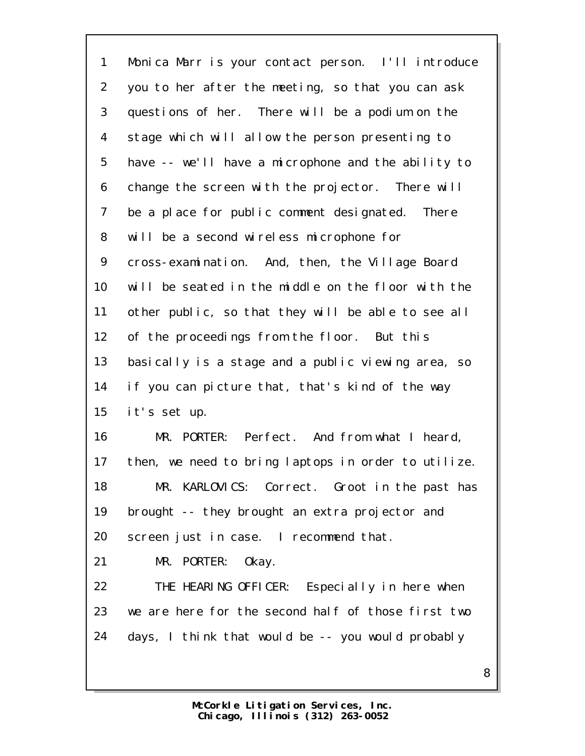Monica Marr is your contact person. I'll introduce you to her after the meeting, so that you can ask questions of her. There will be a podium on the stage which will allow the person presenting to have -- we'll have a microphone and the ability to change the screen with the projector. There will be a place for public comment designated. There will be a second wireless microphone for cross-examination. And, then, the Village Board will be seated in the middle on the floor with the other public, so that they will be able to see all of the proceedings from the floor. But this basically is a stage and a public viewing area, so if you can picture that, that's kind of the way it's set up.

MR. PORTER: Perfect. And from what I heard, then, we need to bring laptops in order to utilize.

MR. KARLOVICS: Correct. Groot in the past has brought -- they brought an extra projector and screen just in case. I recommend that.

MR. PORTER: Okay.

THE HEARING OFFICER: Especially in here when we are here for the second half of those first two days, I think that would be -- you would probably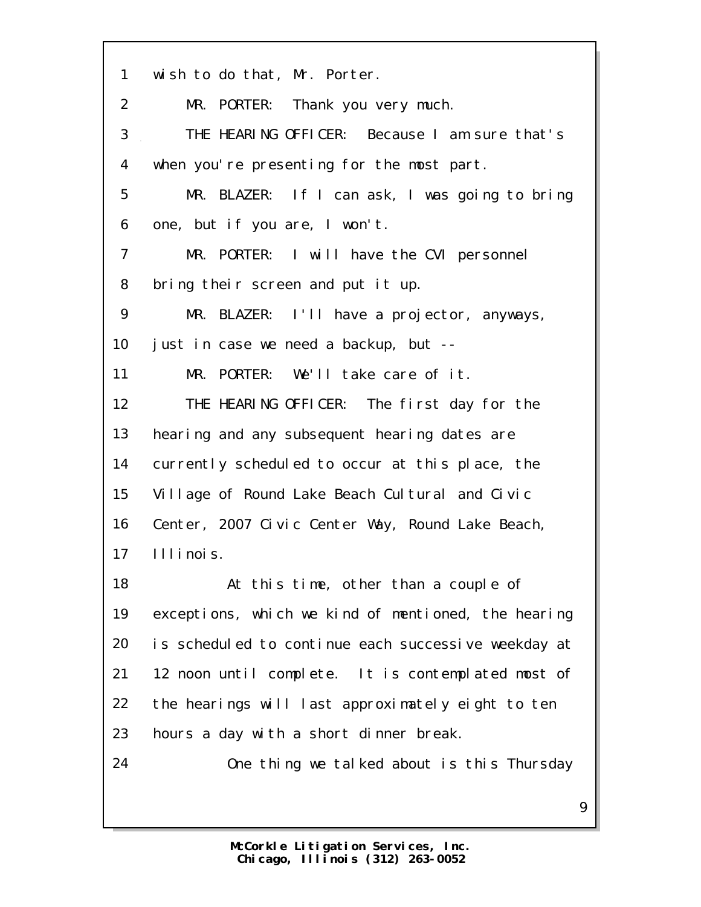1 wish to do that, Mr. Porter.

2 MR. PORTER: Thank you very much.

3 THE HEARING OFFICER: Because I am sure that's

4 when you're presenting for the most part.

5 MR. BLAZER: If I can ask, I was going to bring

6 one, but if you are, I won't.

7 MR. PORTER: I will have the CVI personnel

8 bring their screen and put it up.

9 MR. BLAZER: I'll have a projector, anyways,

10 just in case we need a backup, but --

11 MR. PORTER: We'll take care of it.

12 THE HEARING OFFICER: The first day for the

13 hearing and any subsequent hearing dates are

14 currently scheduled to occur at this place, the

15 Village of Round Lake Beach Cultural and Civic

16 Center, 2007 Civic Center Way, Round Lake Beach,

17 Illinois.

18 At this time, other than a couple of

19 exceptions, which we kind of mentioned, the hearing

20 is scheduled to continue each successive weekday at

21 12 noon until complete. It is contemplated most of

22 the hearings will last approximately eight to ten

23 hours a day with a short dinner break.

24 One thing we talked about is this Thursday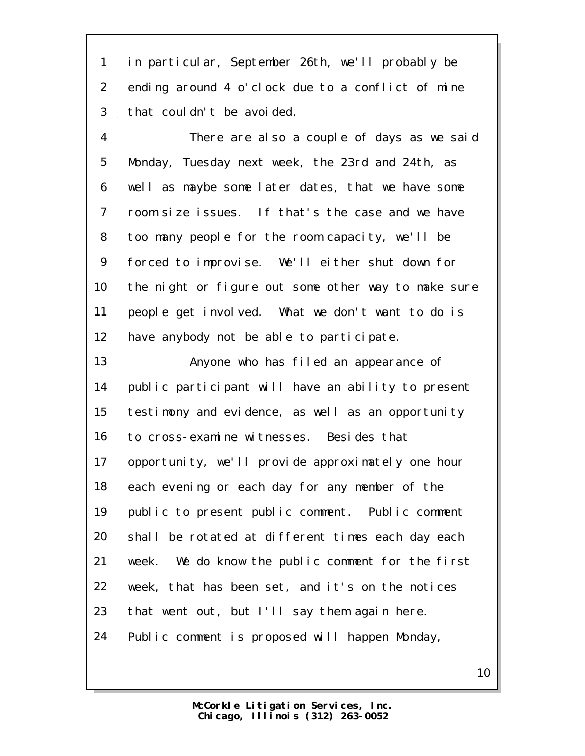in particular, September 26th, we'll probably be ending around 4 o'clock due to a conflict of mine that couldn't be avoided.

There are also a couple of days as we said Monday, Tuesday next week, the 23rd and 24th, as well as maybe some later dates, that we have some room size issues. If that's the case and we have too many people for the room capacity, we'll be forced to improvise. We'll either shut down for the night or figure out some other way to make sure people get involved. What we don't want to do is have anybody not be able to participate.

Anyone who has filed an appearance of public participant will have an ability to present testimony and evidence, as well as an opportunity to cross-examine witnesses. Besides that opportunity, we'll provide approximately one hour each evening or each day for any member of the public to present public comment. Public comment shall be rotated at different times each day each week. We do know the public comment for the first week, that has been set, and it's on the notices that went out, but I'll say them again here. Public comment is proposed will happen Monday,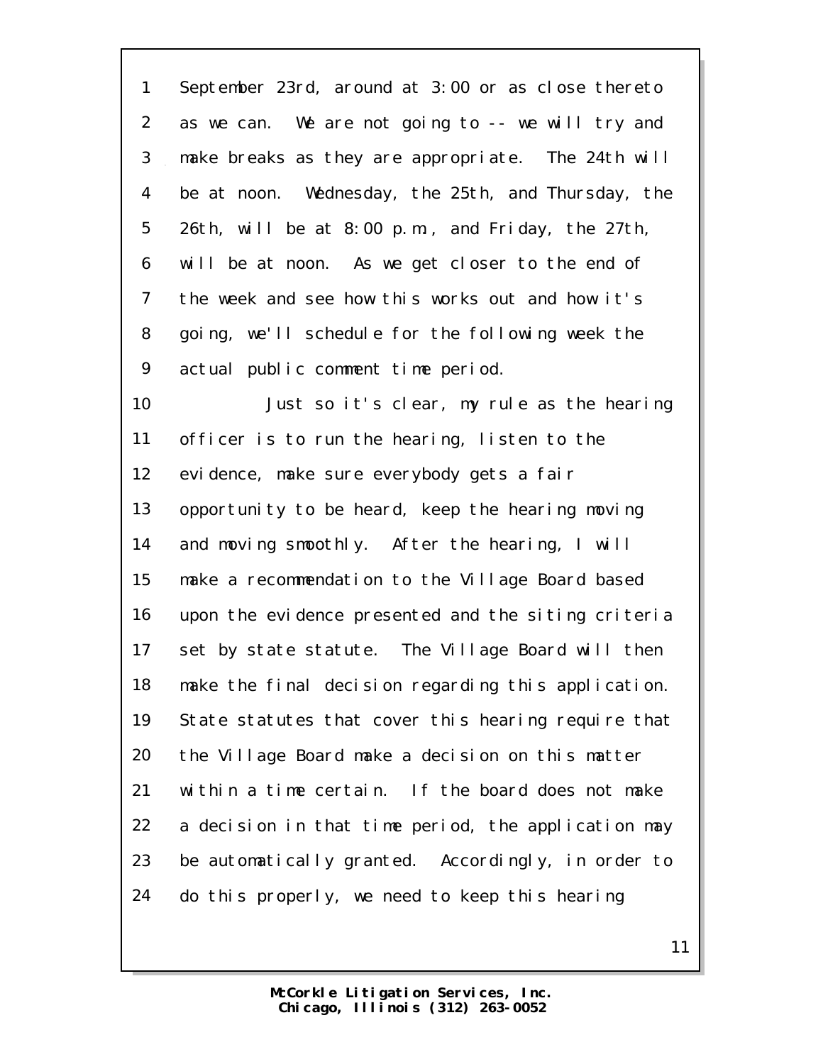September 23rd, around at 3:00 or as close thereto as we can. We are not going to -- we will try and make breaks as they are appropriate. The 24th will be at noon. Wednesday, the 25th, and Thursday, the 26th, will be at 8:00 p.m., and Friday, the 27th, will be at noon. As we get closer to the end of the week and see how this works out and how it's going, we'll schedule for the following week the actual public comment time period.

Just so it's clear, my rule as the hearing officer is to run the hearing, listen to the evidence, make sure everybody gets a fair opportunity to be heard, keep the hearing moving and moving smoothly. After the hearing, I will make a recommendation to the Village Board based upon the evidence presented and the siting criteria set by state statute. The Village Board will then make the final decision regarding this application. State statutes that cover this hearing require that the Village Board make a decision on this matter within a time certain. If the board does not make a decision in that time period, the application may be automatically granted. Accordingly, in order to do this properly, we need to keep this hearing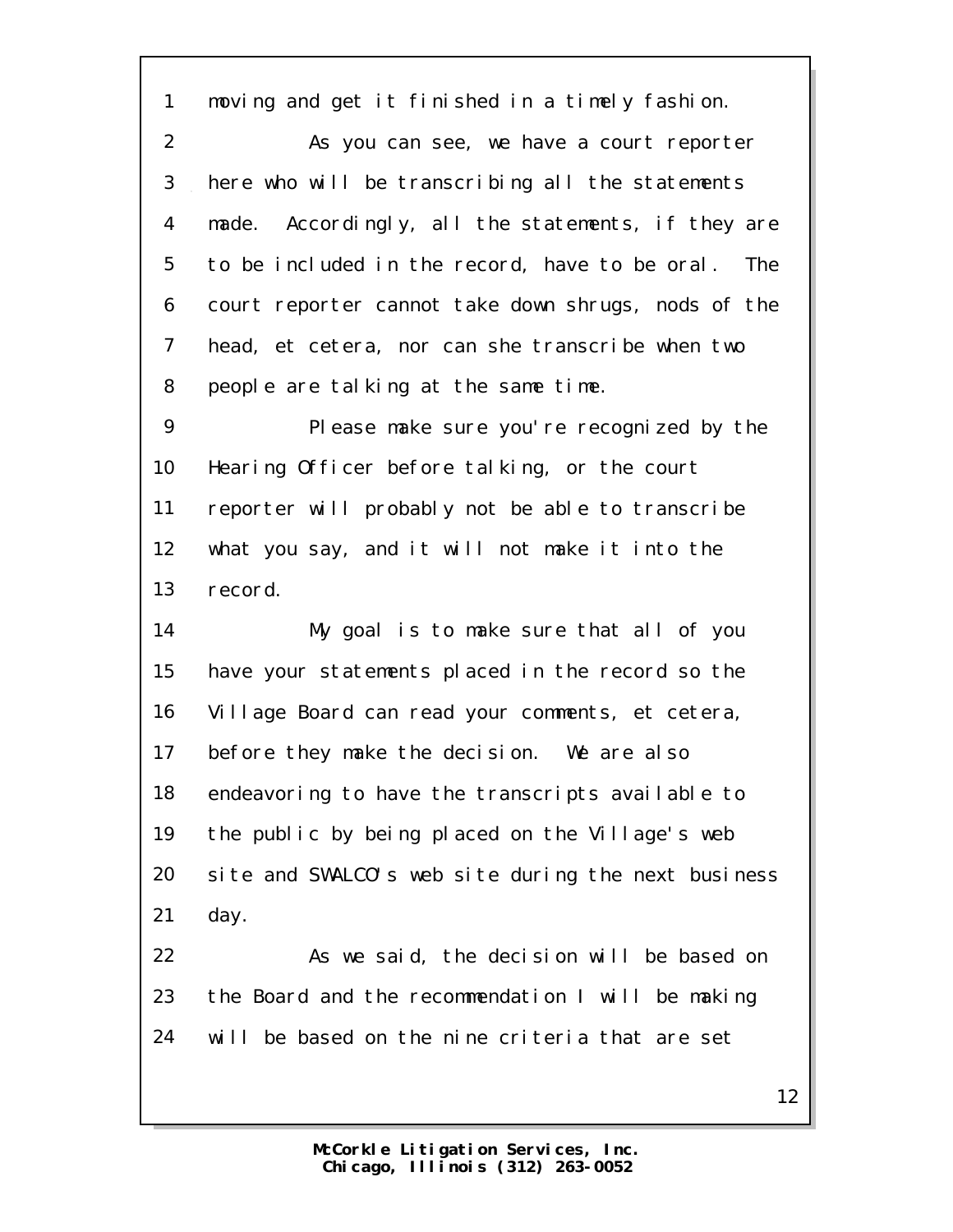moving and get it finished in a timely fashion.

As you can see, we have a court reporter here who will be transcribing all the statements made. Accordingly, all the statements, if they are to be included in the record, have to be oral. The court reporter cannot take down shrugs, nods of the head, et cetera, nor can she transcribe when two people are talking at the same time.

Please make sure you're recognized by the Hearing Officer before talking, or the court reporter will probably not be able to transcribe what you say, and it will not make it into the record.

My goal is to make sure that all of you have your statements placed in the record so the Village Board can read your comments, et cetera, before they make the decision. We are also endeavoring to have the transcripts available to the public by being placed on the Village's web site and SWALCO's web site during the next business day.

As we said, the decision will be based on the Board and the recommendation I will be making will be based on the nine criteria that are set

McCorkle Litigation Services, Inc.
Chicago, Illinois (312) 263-0052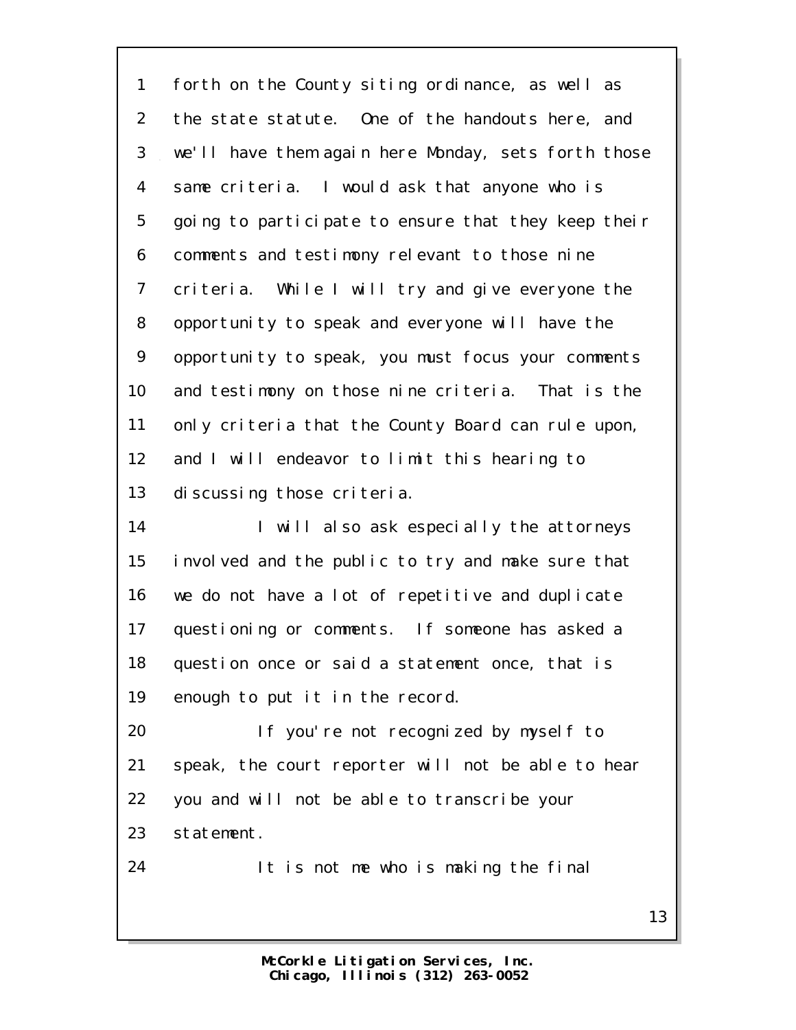forth on the County siting ordinance, as well as the state statute. One of the handouts here, and we'll have them again here Monday, sets forth those same criteria. I would ask that anyone who is going to participate to ensure that they keep their comments and testimony relevant to those nine criteria. While I will try and give everyone the opportunity to speak and everyone will have the opportunity to speak, you must focus your comments and testimony on those nine criteria. That is the only criteria that the County Board can rule upon, and I will endeavor to limit this hearing to discussing those criteria.

I will also ask especially the attorneys involved and the public to try and make sure that we do not have a lot of repetitive and duplicate questioning or comments. If someone has asked a question once or said a statement once, that is enough to put it in the record.

If you're not recognized by myself to speak, the court reporter will not be able to hear you and will not be able to transcribe your statement.

It is not me who is making the final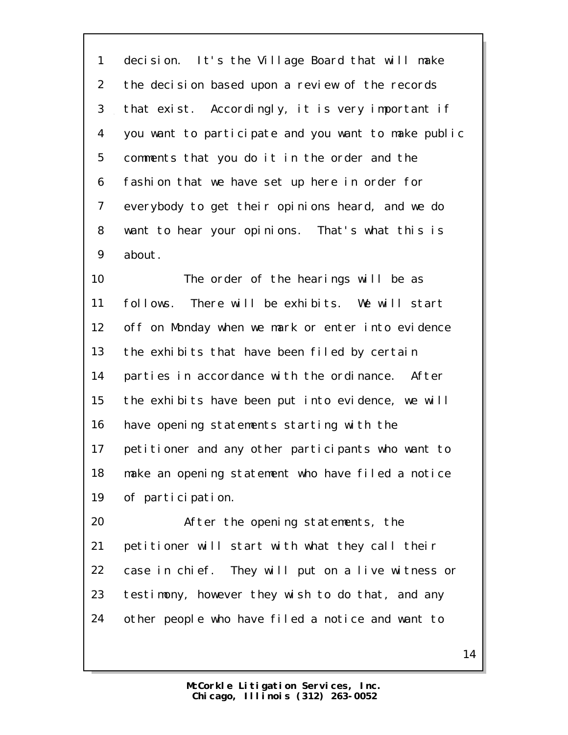decision. It's the Village Board that will make the decision based upon a review of the records that exist. Accordingly, it is very important if you want to participate and you want to make public comments that you do it in the order and the fashion that we have set up here in order for everybody to get their opinions heard, and we do want to hear your opinions. That's what this is about.

The order of the hearings will be as follows. There will be exhibits. We will start off on Monday when we mark or enter into evidence the exhibits that have been filed by certain parties in accordance with the ordinance. After the exhibits have been put into evidence, we will have opening statements starting with the petitioner and any other participants who want to make an opening statement who have filed a notice of participation.

After the opening statements, the petitioner will start with what they call their case in chief. They will put on a live witness or testimony, however they wish to do that, and any other people who have filed a notice and want to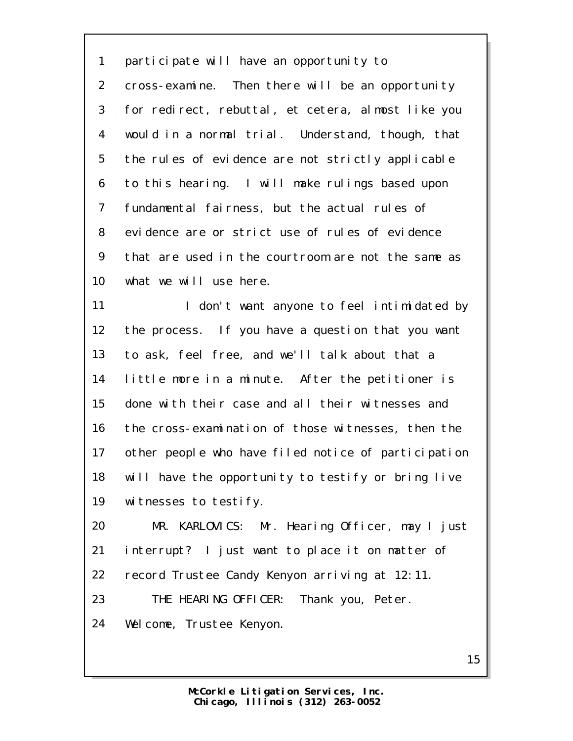participate will have an opportunity to cross-examine. Then there will be an opportunity for redirect, rebuttal, et cetera, almost like you would in a normal trial. Understand, though, that the rules of evidence are not strictly applicable to this hearing. I will make rulings based upon fundamental fairness, but the actual rules of evidence are or strict use of rules of evidence that are used in the courtroom are not the same as what we will use here.

I don't want anyone to feel intimidated by the process. If you have a question that you want to ask, feel free, and we'll talk about that a little more in a minute. After the petitioner is done with their case and all their witnesses and the cross-examination of those witnesses, then the other people who have filed notice of participation will have the opportunity to testify or bring live witnesses to testify.

MR. KARLOVICS: Mr. Hearing Officer, may I just interrupt? I just want to place it on matter of record Trustee Candy Kenyon arriving at 12:11.

THE HEARING OFFICER: Thank you, Peter. Welcome, Trustee Kenyon.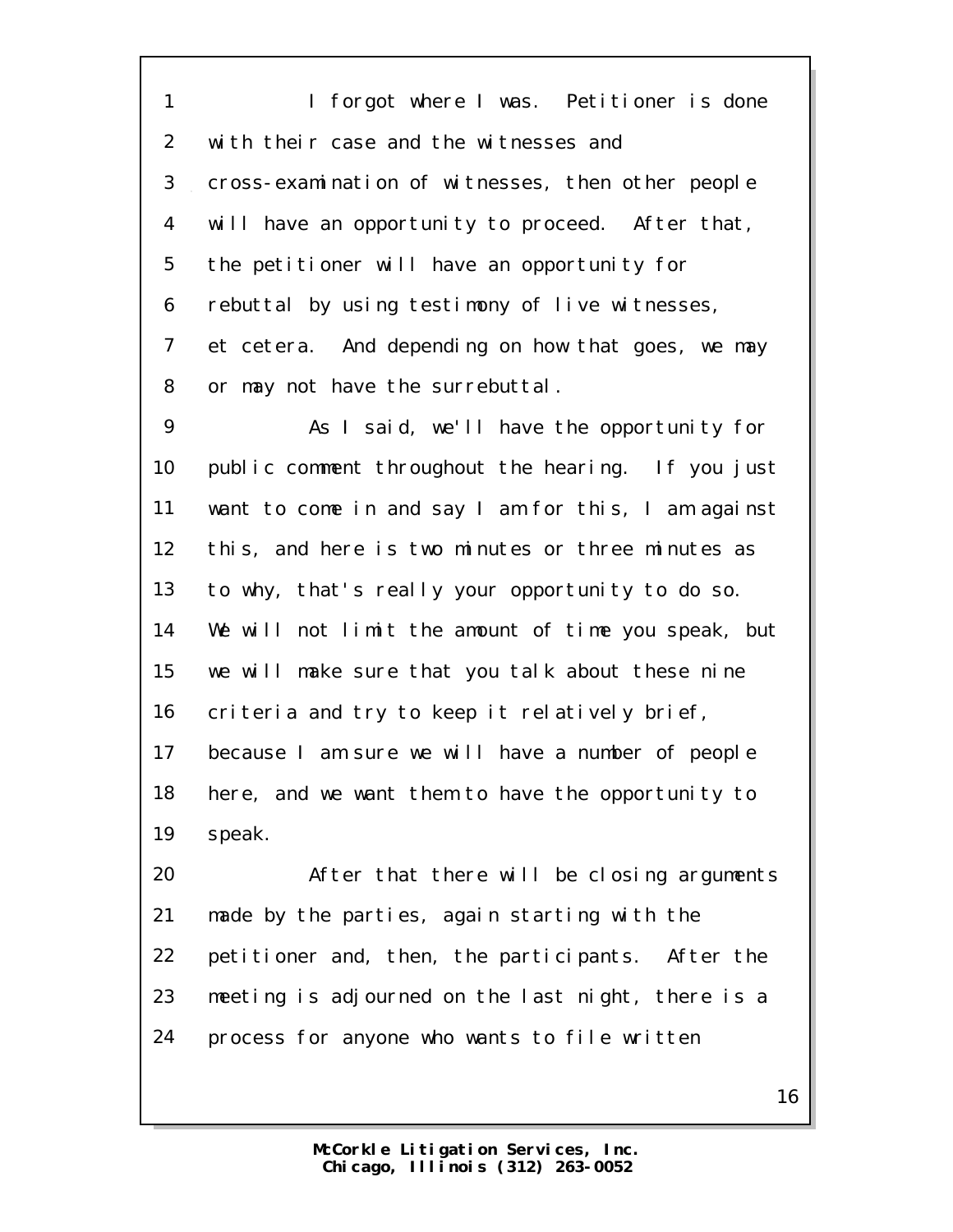I forgot where I was. Petitioner is done with their case and the witnesses and cross-examination of witnesses, then other people will have an opportunity to proceed. After that, the petitioner will have an opportunity for rebuttal by using testimony of live witnesses, et cetera. And depending on how that goes, we may or may not have the surrebuttal.

As I said, we'll have the opportunity for public comment throughout the hearing. If you just want to come in and say I am for this, I am against this, and here is two minutes or three minutes as to why, that's really your opportunity to do so. We will not limit the amount of time you speak, but we will make sure that you talk about these nine criteria and try to keep it relatively brief, because I am sure we will have a number of people here, and we want them to have the opportunity to speak.

After that there will be closing arguments made by the parties, again starting with the petitioner and, then, the participants. After the meeting is adjourned on the last night, there is a process for anyone who wants to file written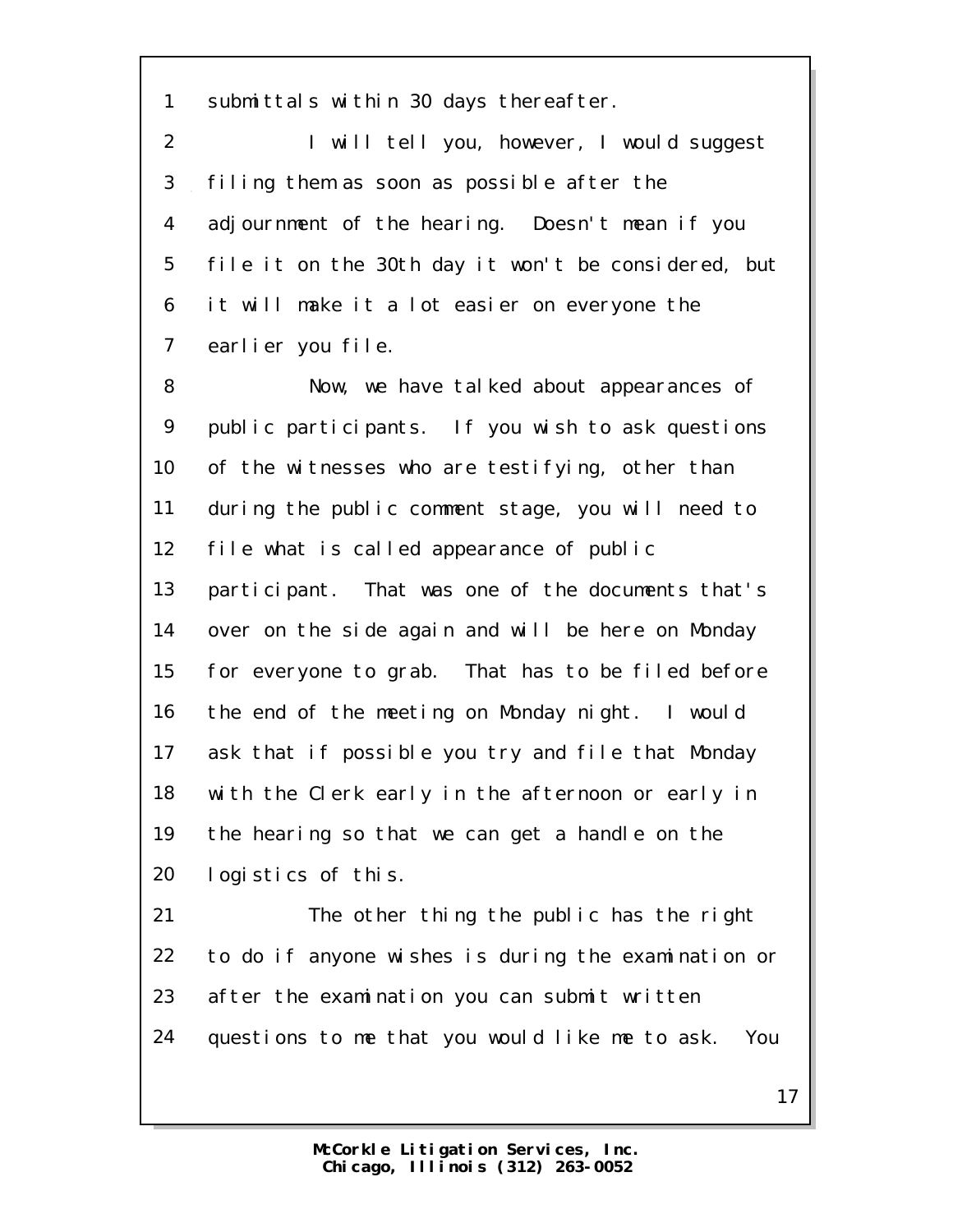submittals within 30 days thereafter.

I will tell you, however, I would suggest filing them as soon as possible after the adjournment of the hearing. Doesn't mean if you file it on the 30th day it won't be considered, but it will make it a lot easier on everyone the earlier you file.

Now, we have talked about appearances of public participants. If you wish to ask questions of the witnesses who are testifying, other than during the public comment stage, you will need to file what is called appearance of public participant. That was one of the documents that's over on the side again and will be here on Monday for everyone to grab. That has to be filed before the end of the meeting on Monday night. I would ask that if possible you try and file that Monday with the Clerk early in the afternoon or early in the hearing so that we can get a handle on the logistics of this.

The other thing the public has the right to do if anyone wishes is during the examination or after the examination you can submit written questions to me that you would like me to ask. You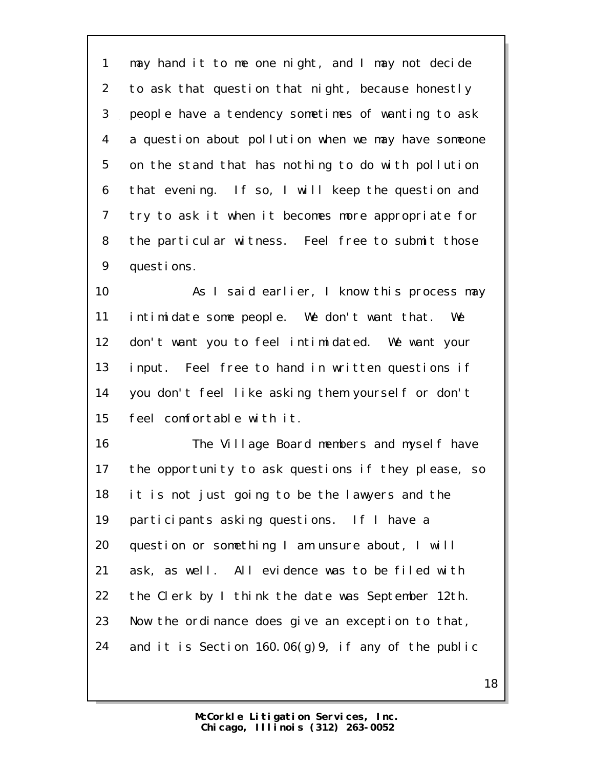may hand it to me one night, and I may not decide to ask that question that night, because honestly people have a tendency sometimes of wanting to ask a question about pollution when we may have someone on the stand that has nothing to do with pollution that evening. If so, I will keep the question and try to ask it when it becomes more appropriate for the particular witness. Feel free to submit those questions.

As I said earlier, I know this process may intimidate some people. We don't want that. We don't want you to feel intimidated. We want your input. Feel free to hand in written questions if you don't feel like asking them yourself or don't feel comfortable with it.

The Village Board members and myself have the opportunity to ask questions if they please, so it is not just going to be the lawyers and the participants asking questions. If I have a question or something I am unsure about, I will ask, as well. All evidence was to be filed with the Clerk by I think the date was September 12th. Now the ordinance does give an exception to that, and it is Section 160.06(g)9, if any of the public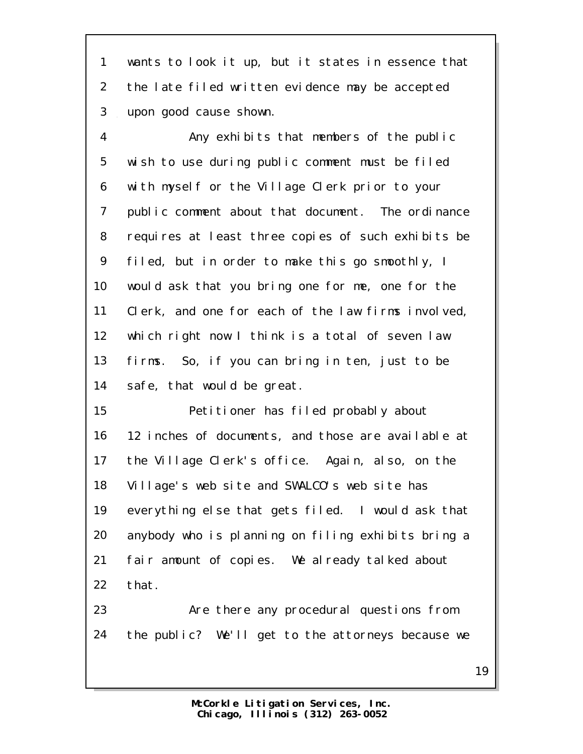wants to look it up, but it states in essence that the late filed written evidence may be accepted upon good cause shown.

Any exhibits that members of the public wish to use during public comment must be filed with myself or the Village Clerk prior to your public comment about that document. The ordinance requires at least three copies of such exhibits be filed, but in order to make this go smoothly, I would ask that you bring one for me, one for the Clerk, and one for each of the law firms involved, which right now I think is a total of seven law firms. So, if you can bring in ten, just to be safe, that would be great.

Petitioner has filed probably about 12 inches of documents, and those are available at the Village Clerk's office. Again, also, on the Village's web site and SWALCO's web site has everything else that gets filed. I would ask that anybody who is planning on filing exhibits bring a fair amount of copies. We already talked about that.

Are there any procedural questions from the public? We'll get to the attorneys because we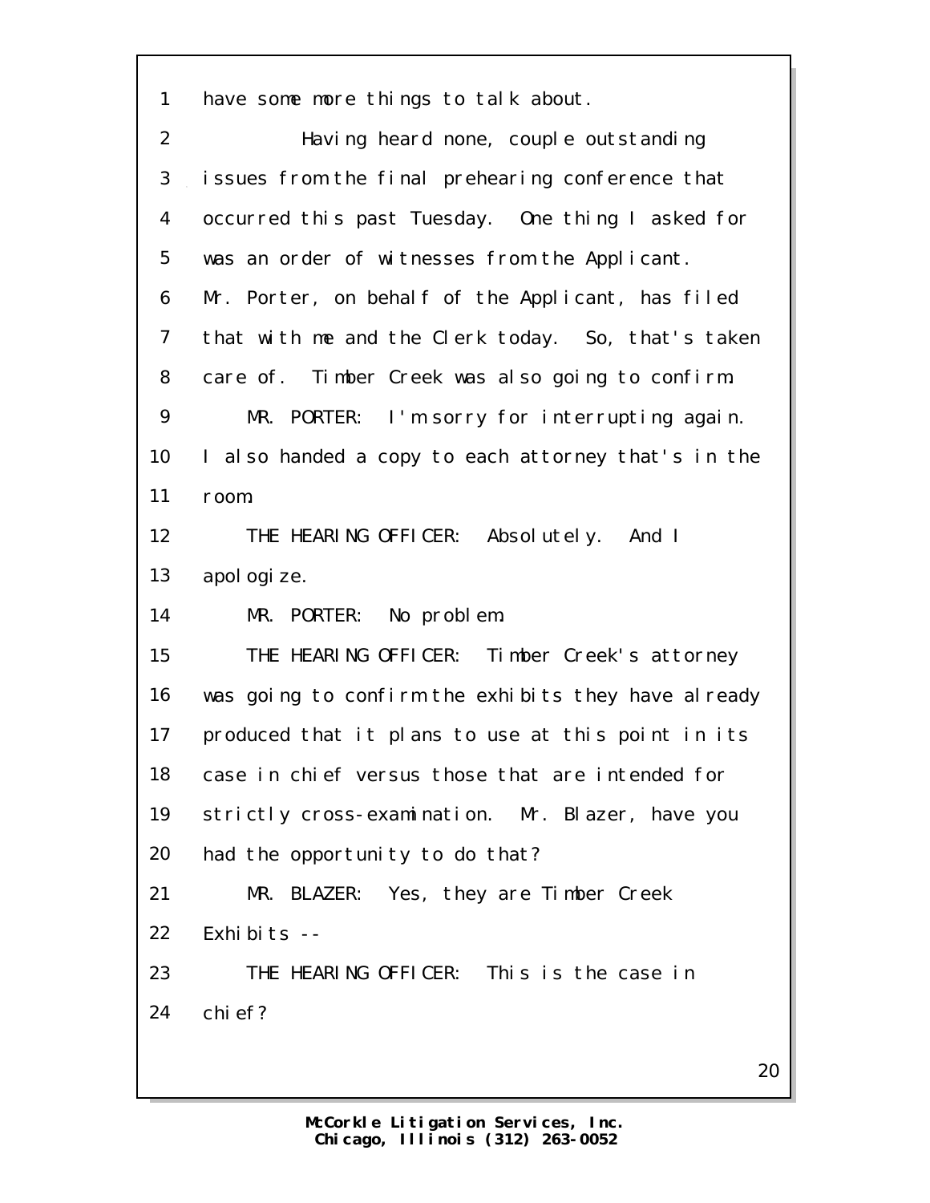have some more things to talk about.

Having heard none, couple outstanding issues from the final prehearing conference that occurred this past Tuesday. One thing I asked for was an order of witnesses from the Applicant. Mr. Porter, on behalf of the Applicant, has filed that with me and the Clerk today. So, that's taken care of. Timber Creek was also going to confirm.

MR. PORTER: I'm sorry for interrupting again. I also handed a copy to each attorney that's in the room.

THE HEARING OFFICER: Absolutely. And I apologize.

MR. PORTER: No problem.

THE HEARING OFFICER: Timber Creek's attorney was going to confirm the exhibits they have already produced that it plans to use at this point in its case in chief versus those that are intended for strictly cross-examination. Mr. Blazer, have you had the opportunity to do that?

MR. BLAZER: Yes, they are Timber Creek Exhibits --

THE HEARING OFFICER: This is the case in chief?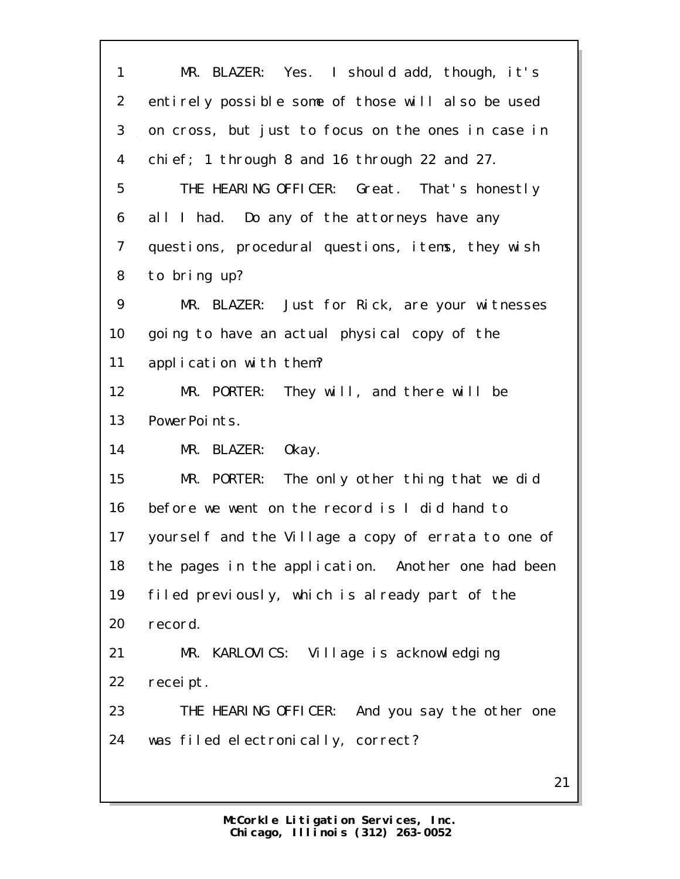MR. BLAZER: Yes. I should add, though, it's entirely possible some of those will also be used on cross, but just to focus on the ones in case in chief; 1 through 8 and 16 through 22 and 27.

THE HEARING OFFICER: Great. That's honestly all I had. Do any of the attorneys have any questions, procedural questions, items, they wish to bring up?

MR. BLAZER: Just for Rick, are your witnesses going to have an actual physical copy of the application with them?

MR. PORTER: They will, and there will be PowerPoints.

MR. BLAZER: Okay.

MR. PORTER: The only other thing that we did before we went on the record is I did hand to yourself and the Village a copy of errata to one of the pages in the application. Another one had been filed previously, which is already part of the record.

MR. KARLOVICS: Village is acknowledging receipt.

THE HEARING OFFICER: And you say the other one was filed electronically, correct?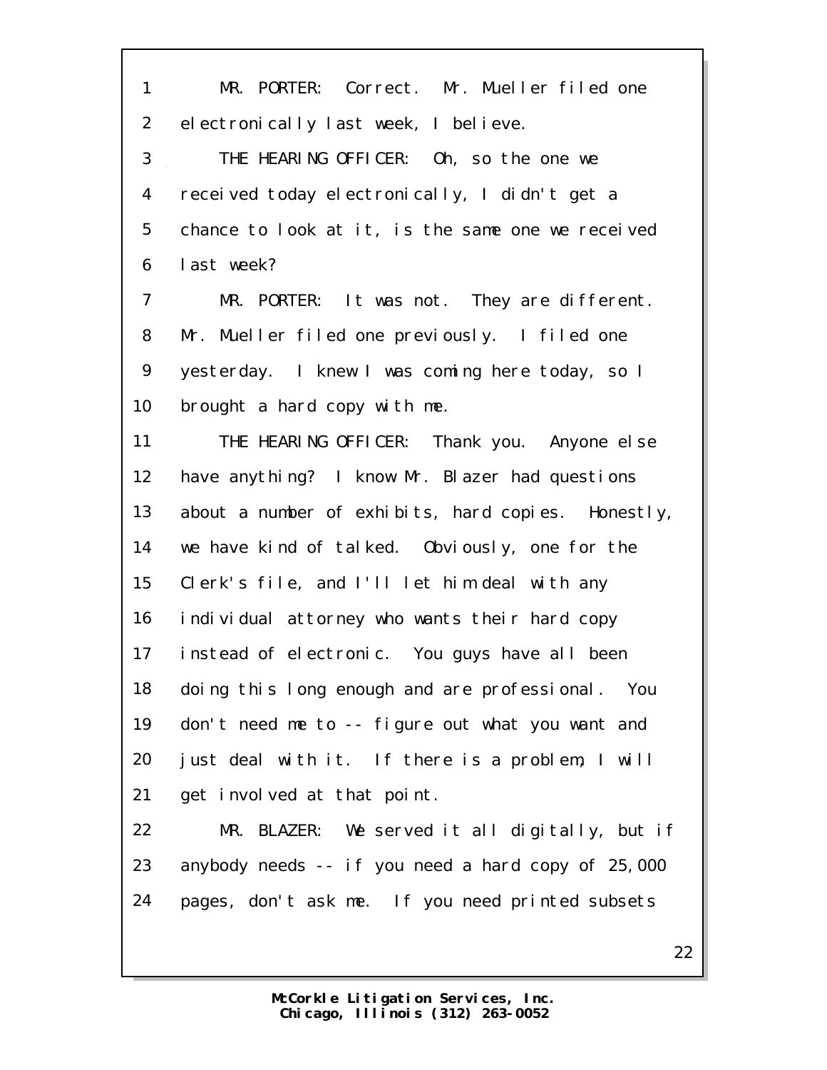MR. PORTER: Correct. Mr. Mueller filed one electronically last week, I believe.

THE HEARING OFFICER: Oh, so the one we received today electronically, I didn't get a chance to look at it, is the same one we received last week?

MR. PORTER: It was not. They are different. Mr. Mueller filed one previously. I filed one yesterday. I knew I was coming here today, so I brought a hard copy with me.

THE HEARING OFFICER: Thank you. Anyone else have anything? I know Mr. Blazer had questions about a number of exhibits, hard copies. Honestly, we have kind of talked. Obviously, one for the Clerk's file, and I'll let him deal with any individual attorney who wants their hard copy instead of electronic. You guys have all been doing this long enough and are professional. You don't need me to -- figure out what you want and just deal with it. If there is a problem, I will get involved at that point.

MR. BLAZER: We served it all digitally, but if anybody needs -- if you need a hard copy of 25,000 pages, don't ask me. If you need printed subsets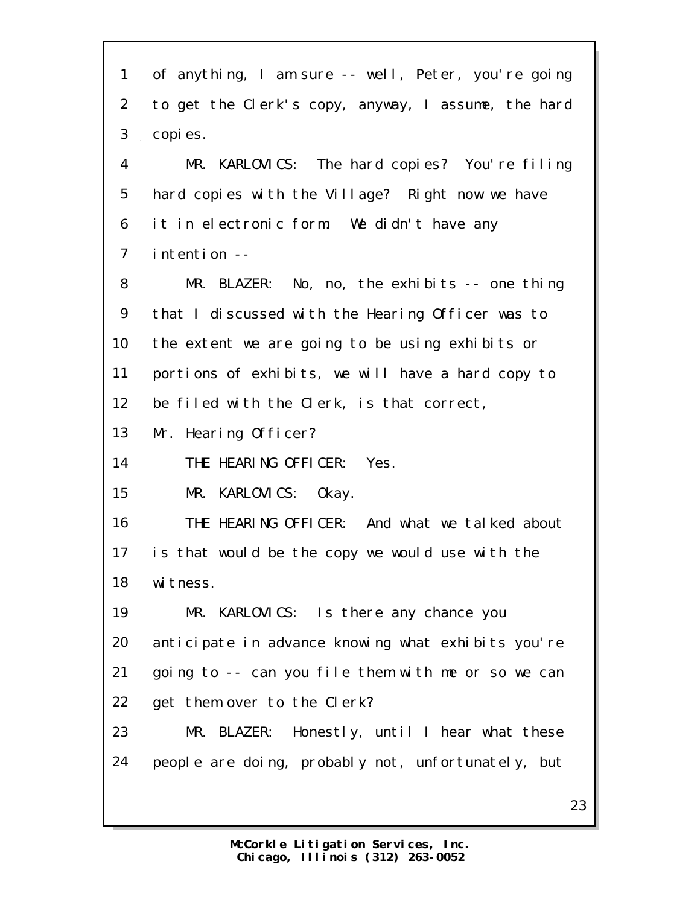of anything, I am sure -- well, Peter, you're going to get the Clerk's copy, anyway, I assume, the hard copies.

MR. KARLOVICS: The hard copies? You're filing hard copies with the Village? Right now we have it in electronic form. We didn't have any intention --

MR. BLAZER: No, no, the exhibits -- one thing that I discussed with the Hearing Officer was to the extent we are going to be using exhibits or portions of exhibits, we will have a hard copy to be filed with the Clerk, is that correct, Mr. Hearing Officer?

THE HEARING OFFICER: Yes.

MR. KARLOVICS: Okay.

THE HEARING OFFICER: And what we talked about is that would be the copy we would use with the witness.

MR. KARLOVICS: Is there any chance you anticipate in advance knowing what exhibits you're going to -- can you file them with me or so we can get them over to the Clerk?

MR. BLAZER: Honestly, until I hear what these people are doing, probably not, unfortunately, but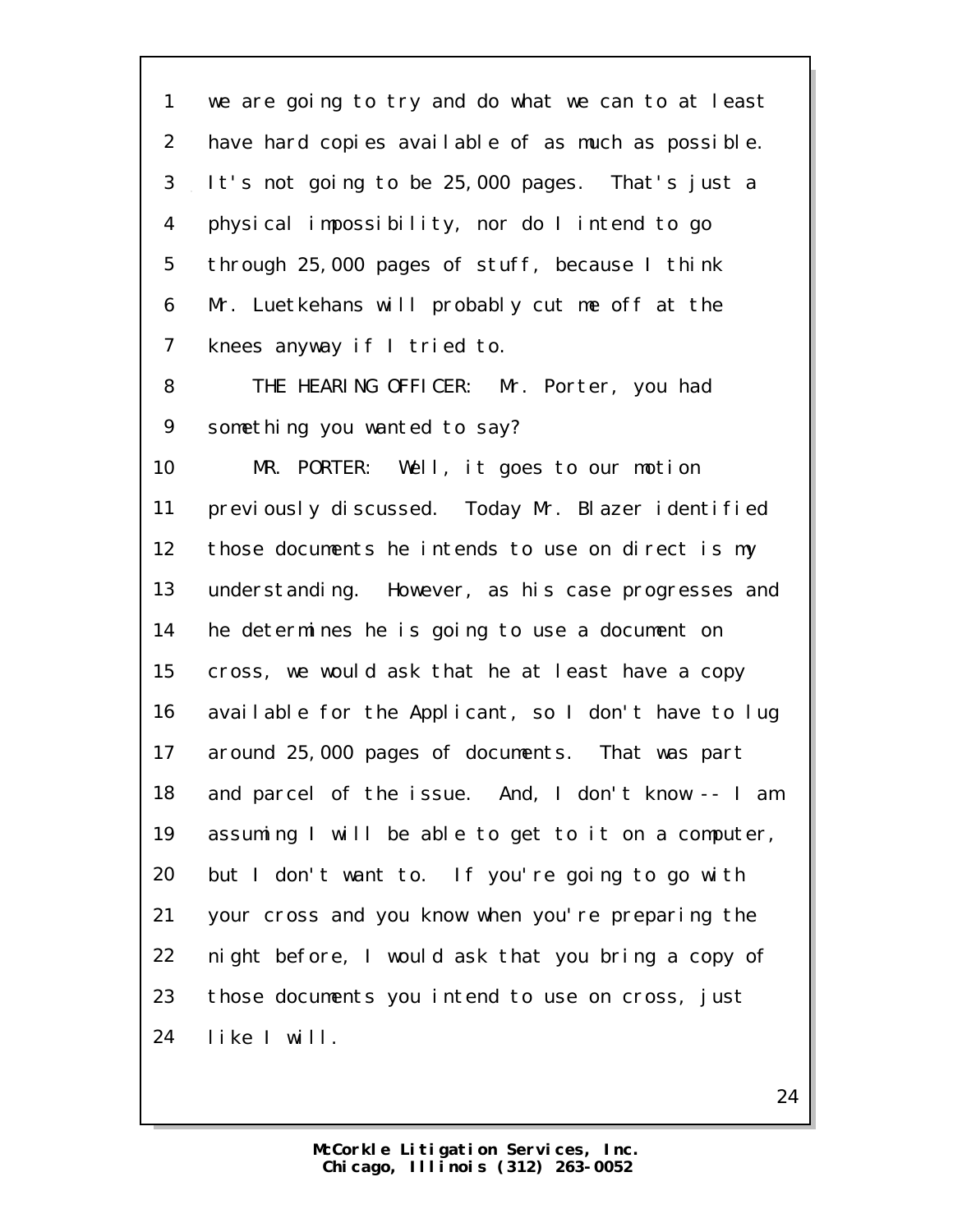we are going to try and do what we can to at least have hard copies available of as much as possible. It's not going to be 25,000 pages. That's just a physical impossibility, nor do I intend to go through 25,000 pages of stuff, because I think Mr. Luetkehans will probably cut me off at the knees anyway if I tried to.

THE HEARING OFFICER: Mr. Porter, you had something you wanted to say?

MR. PORTER: Well, it goes to our motion previously discussed. Today Mr. Blazer identified those documents he intends to use on direct is my understanding. However, as his case progresses and he determines he is going to use a document on cross, we would ask that he at least have a copy available for the Applicant, so I don't have to lug around 25,000 pages of documents. That was part and parcel of the issue. And, I don't know -- I am assuming I will be able to get to it on a computer, but I don't want to. If you're going to go with your cross and you know when you're preparing the night before, I would ask that you bring a copy of those documents you intend to use on cross, just like I will.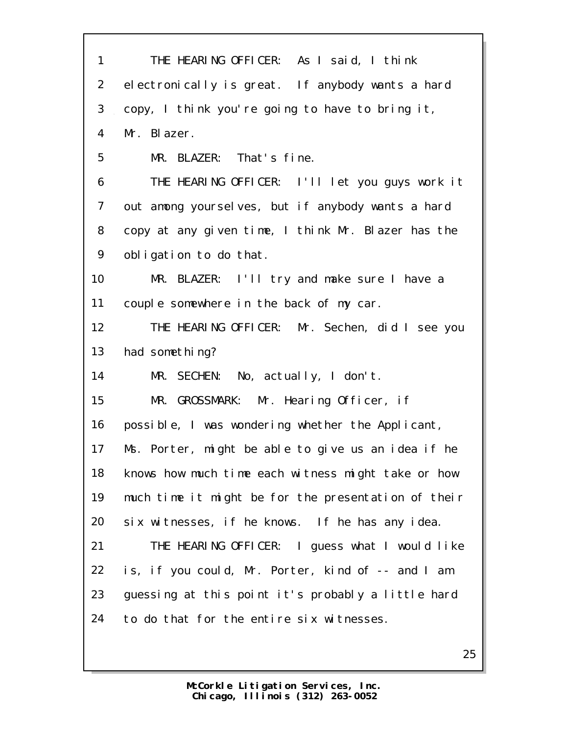THE HEARING OFFICER: As I said, I think electronically is great. If anybody wants a hard copy, I think you're going to have to bring it, Mr. Blazer.

MR. BLAZER: That's fine.

THE HEARING OFFICER: I'll let you guys work it out among yourselves, but if anybody wants a hard copy at any given time, I think Mr. Blazer has the obligation to do that.

MR. BLAZER: I'll try and make sure I have a couple somewhere in the back of my car.

THE HEARING OFFICER: Mr. Sechen, did I see you had something?

MR. SECHEN: No, actually, I don't.

MR. GROSSMARK: Mr. Hearing Officer, if possible, I was wondering whether the Applicant, Ms. Porter, might be able to give us an idea if he knows how much time each witness might take or how much time it might be for the presentation of their six witnesses, if he knows. If he has any idea.

THE HEARING OFFICER: I guess what I would like is, if you could, Mr. Porter, kind of -- and I am guessing at this point it's probably a little hard to do that for the entire six witnesses.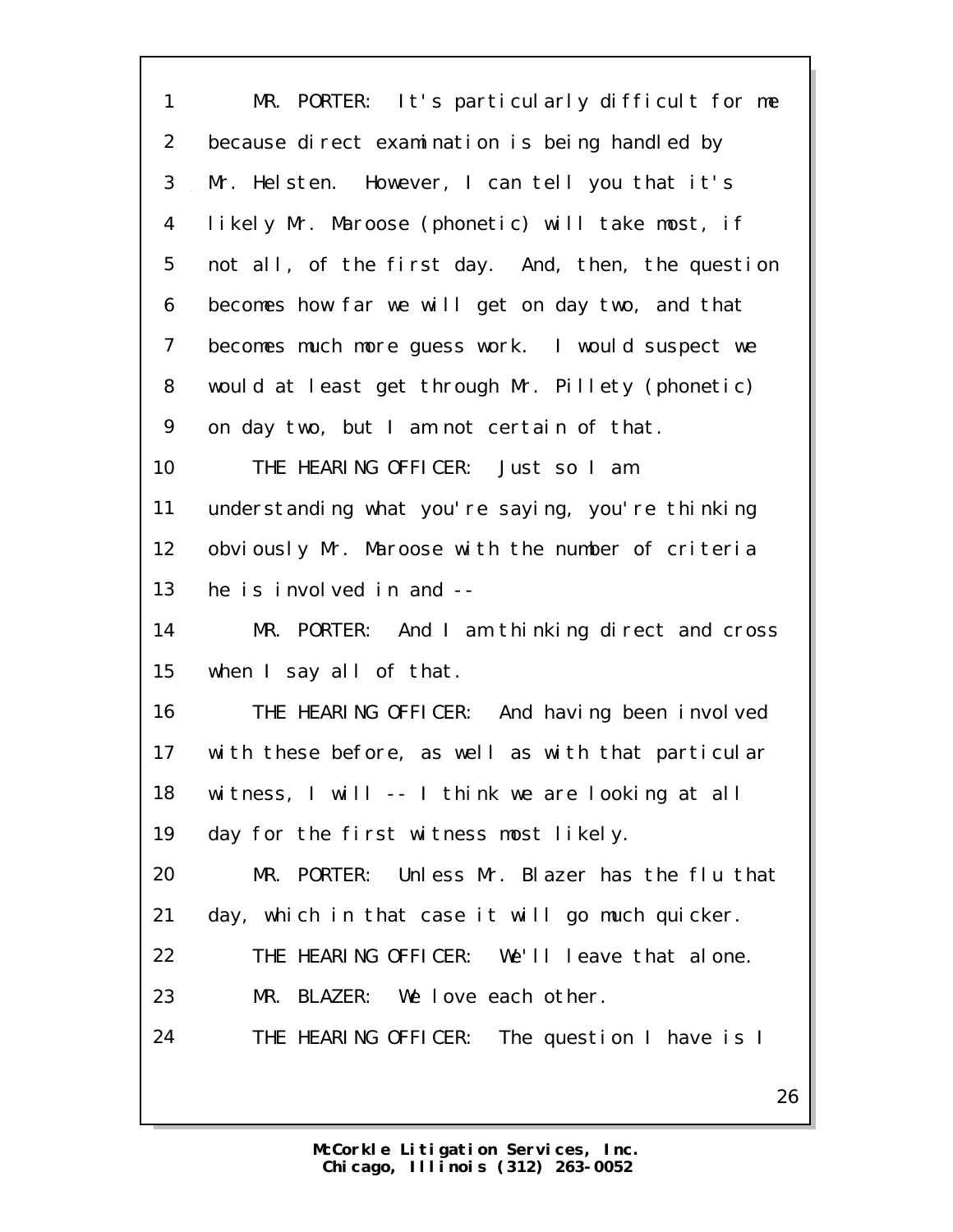MR. PORTER: It's particularly difficult for me because direct examination is being handled by Mr. Helsten. However, I can tell you that it's likely Mr. Maroose (phonetic) will take most, if not all, of the first day. And, then, the question becomes how far we will get on day two, and that becomes much more guess work. I would suspect we would at least get through Mr. Pillety (phonetic) on day two, but I am not certain of that.

THE HEARING OFFICER: Just so I am understanding what you're saying, you're thinking obviously Mr. Maroose with the number of criteria he is involved in and --

MR. PORTER: And I am thinking direct and cross when I say all of that.

THE HEARING OFFICER: And having been involved with these before, as well as with that particular witness, I will -- I think we are looking at all day for the first witness most likely.

MR. PORTER: Unless Mr. Blazer has the flu that day, which in that case it will go much quicker.

THE HEARING OFFICER: We'll leave that alone.

MR. BLAZER: We love each other.

THE HEARING OFFICER: The question I have is I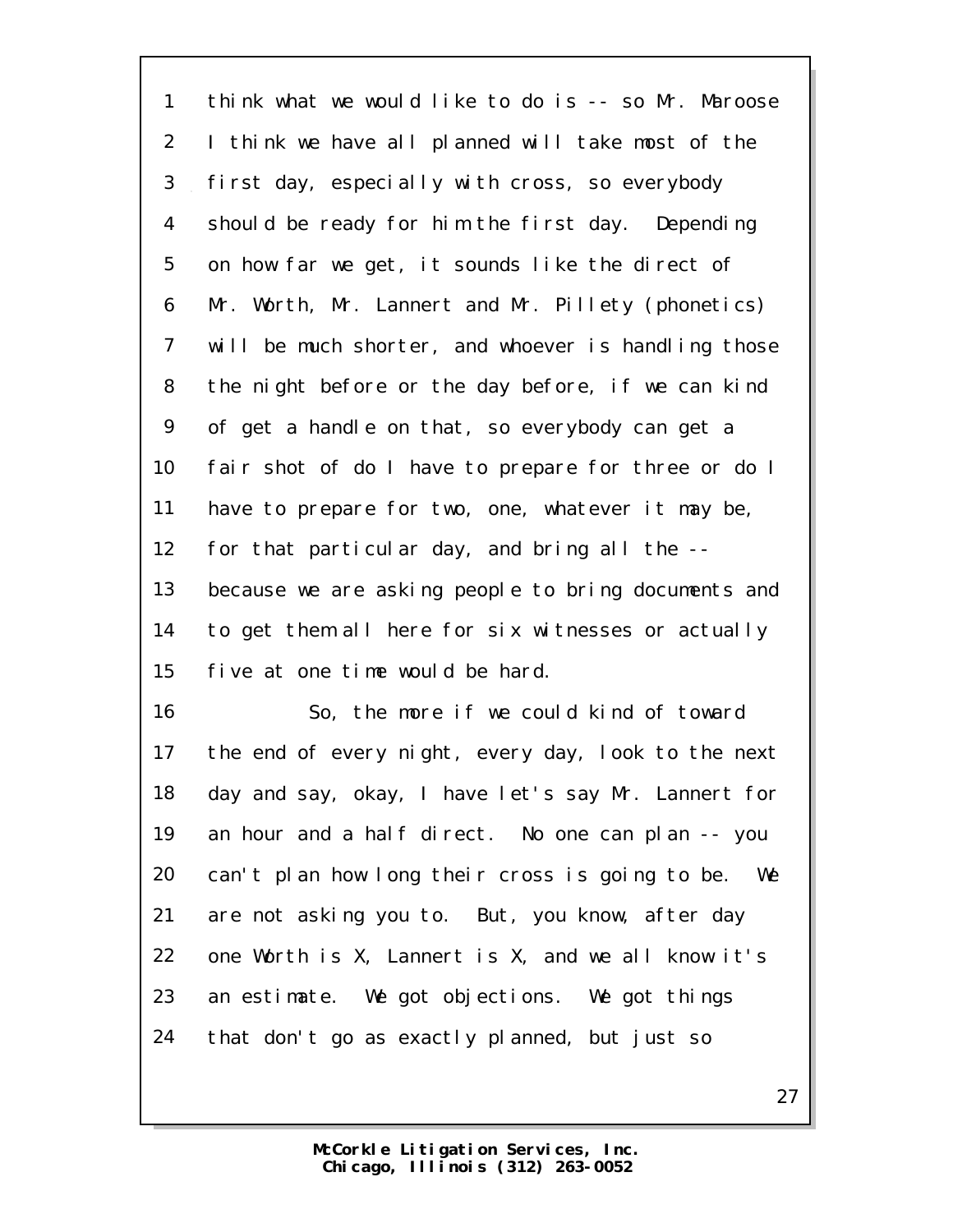1 think what we would like to do is -- so Mr. Maroose
2 I think we have all planned will take most of the
3 first day, especially with cross, so everybody
4 should be ready for him the first day. Depending
5 on how far we get, it sounds like the direct of
6 Mr. Worth, Mr. Lannert and Mr. Pillety (phonetics)
7 will be much shorter, and whoever is handling those
8 the night before or the day before, if we can kind
9 of get a handle on that, so everybody can get a
10 fair shot of do I have to prepare for three or do I
11 have to prepare for two, one, whatever it may be,
12 for that particular day, and bring all the --
13 because we are asking people to bring documents and
14 to get them all here for six witnesses or actually
15 five at one time would be hard.
16 So, the more if we could kind of toward
17 the end of every night, every day, look to the next
18 day and say, okay, I have let's say Mr. Lannert for
19 an hour and a half direct. No one can plan -- you
20 can't plan how long their cross is going to be. We
21 are not asking you to. But, you know, after day
22 one Worth is X, Lannert is X, and we all know it's
23 an estimate. We got objections. We got things
24 that don't go as exactly planned, but just so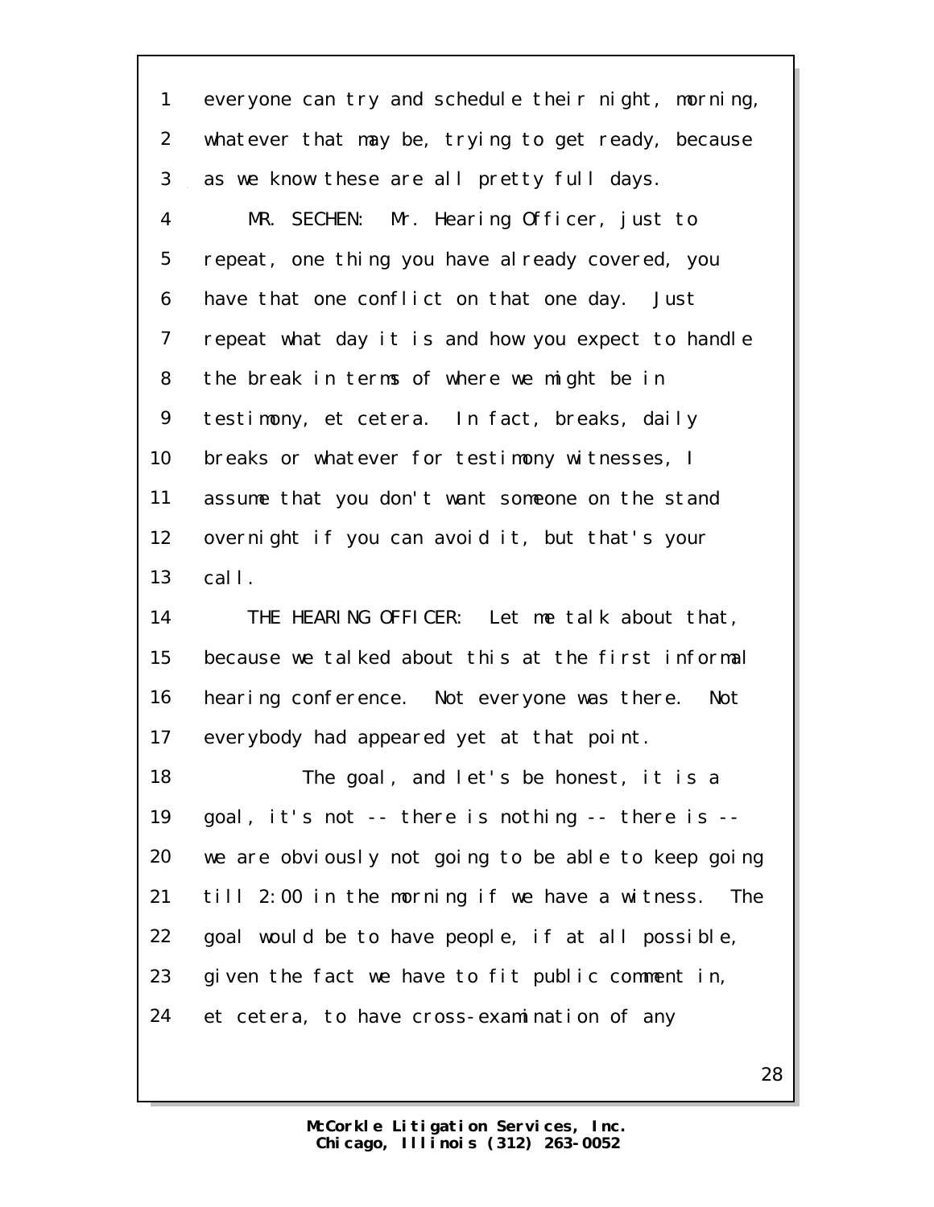everyone can try and schedule their night, morning, whatever that may be, trying to get ready, because as we know these are all pretty full days.

MR. SECHEN: Mr. Hearing Officer, just to repeat, one thing you have already covered, you have that one conflict on that one day. Just repeat what day it is and how you expect to handle the break in terms of where we might be in testimony, et cetera. In fact, breaks, daily breaks or whatever for testimony witnesses, I assume that you don't want someone on the stand overnight if you can avoid it, but that's your call.

THE HEARING OFFICER: Let me talk about that, because we talked about this at the first informal hearing conference. Not everyone was there. Not everybody had appeared yet at that point.

The goal, and let's be honest, it is a goal, it's not -- there is nothing -- there is -- we are obviously not going to be able to keep going till 2:00 in the morning if we have a witness. The goal would be to have people, if at all possible, given the fact we have to fit public comment in, et cetera, to have cross-examination of any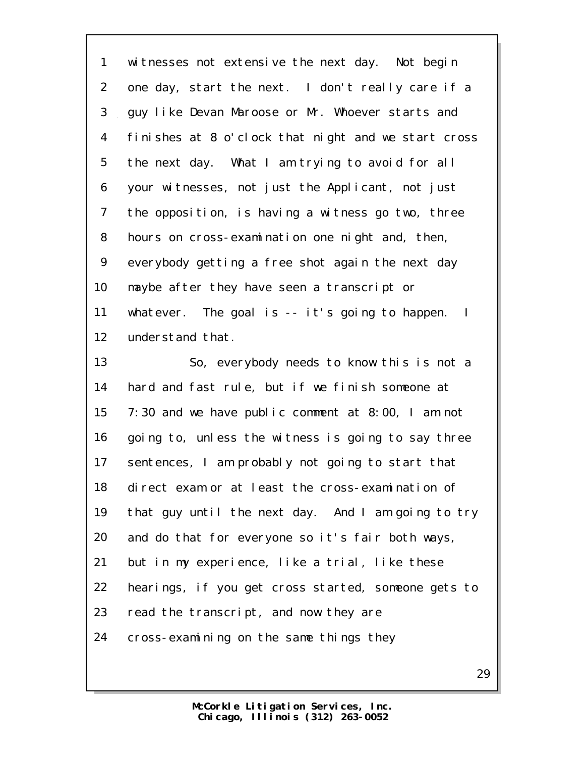witnesses not extensive the next day. Not begin one day, start the next. I don't really care if a guy like Devan Maroose or Mr. Whoever starts and finishes at 8 o'clock that night and we start cross the next day. What I am trying to avoid for all your witnesses, not just the Applicant, not just the opposition, is having a witness go two, three hours on cross-examination one night and, then, everybody getting a free shot again the next day maybe after they have seen a transcript or whatever. The goal is -- it's going to happen. I understand that.

So, everybody needs to know this is not a hard and fast rule, but if we finish someone at 7:30 and we have public comment at 8:00, I am not going to, unless the witness is going to say three sentences, I am probably not going to start that direct exam or at least the cross-examination of that guy until the next day. And I am going to try and do that for everyone so it's fair both ways, but in my experience, like a trial, like these hearings, if you get cross started, someone gets to read the transcript, and now they are cross-examining on the same things they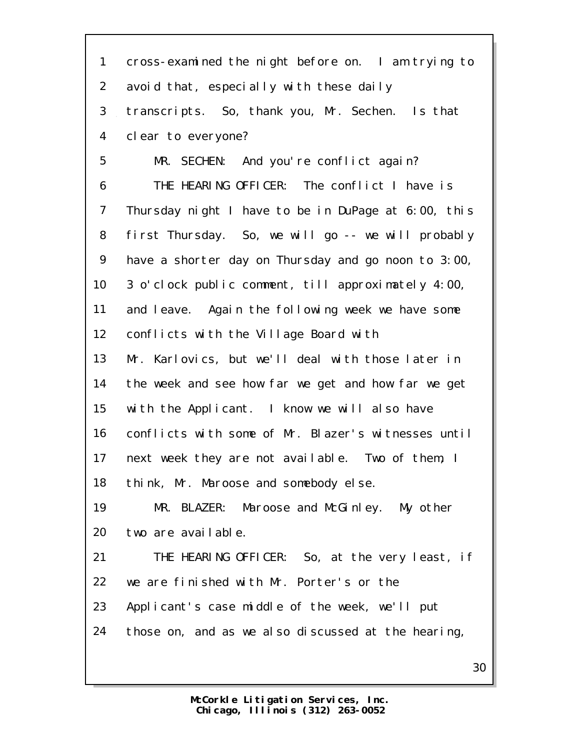1 cross-examined the night before on. I am trying to
2 avoid that, especially with these daily
3 transcripts. So, thank you, Mr. Sechen. Is that
4 clear to everyone?
5 MR. SECHEN: And you're conflict again?
6 THE HEARING OFFICER: The conflict I have is
7 Thursday night I have to be in DuPage at 6:00, this
8 first Thursday. So, we will go -- we will probably
9 have a shorter day on Thursday and go noon to 3:00,
10 3 o'clock public comment, till approximately 4:00,
11 and leave. Again the following week we have some
12 conflicts with the Village Board with
13 Mr. Karlovics, but we'll deal with those later in
14 the week and see how far we get and how far we get
15 with the Applicant. I know we will also have
16 conflicts with some of Mr. Blazer's witnesses until
17 next week they are not available. Two of them, I
18 think, Mr. Maroose and somebody else.
19 MR. BLAZER: Maroose and McGinley. My other
20 two are available.
21 THE HEARING OFFICER: So, at the very least, if
22 we are finished with Mr. Porter's or the
23 Applicant's case middle of the week, we'll put
24 those on, and as we also discussed at the hearing,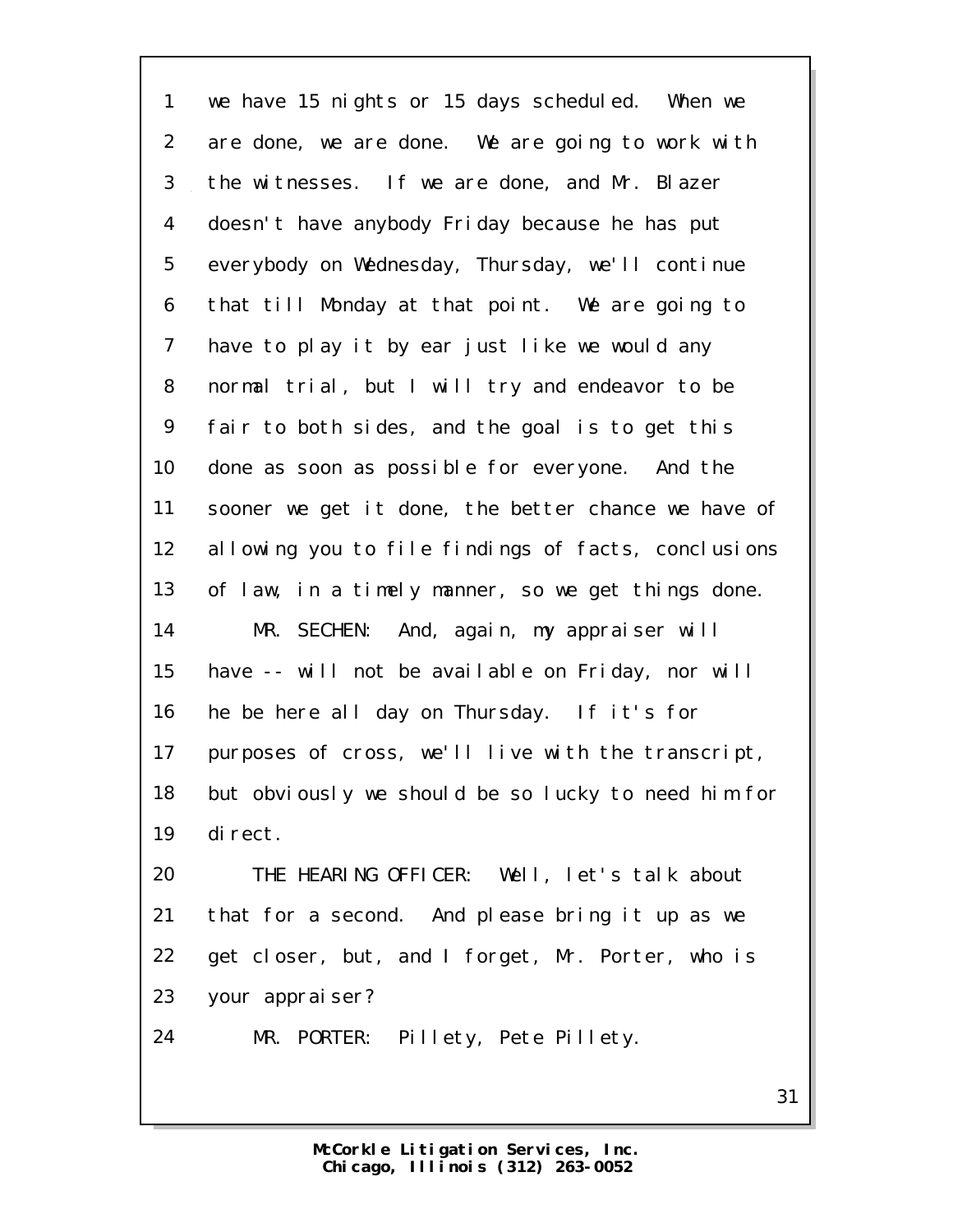we have 15 nights or 15 days scheduled. When we are done, we are done. We are going to work with the witnesses. If we are done, and Mr. Blazer doesn't have anybody Friday because he has put everybody on Wednesday, Thursday, we'll continue that till Monday at that point. We are going to have to play it by ear just like we would any normal trial, but I will try and endeavor to be fair to both sides, and the goal is to get this done as soon as possible for everyone. And the sooner we get it done, the better chance we have of allowing you to file findings of facts, conclusions of law, in a timely manner, so we get things done.

MR. SECHEN: And, again, my appraiser will have -- will not be available on Friday, nor will he be here all day on Thursday. If it's for purposes of cross, we'll live with the transcript, but obviously we should be so lucky to need him for direct.

THE HEARING OFFICER: Well, let's talk about that for a second. And please bring it up as we get closer, but, and I forget, Mr. Porter, who is your appraiser?

MR. PORTER: Pillety, Pete Pillety.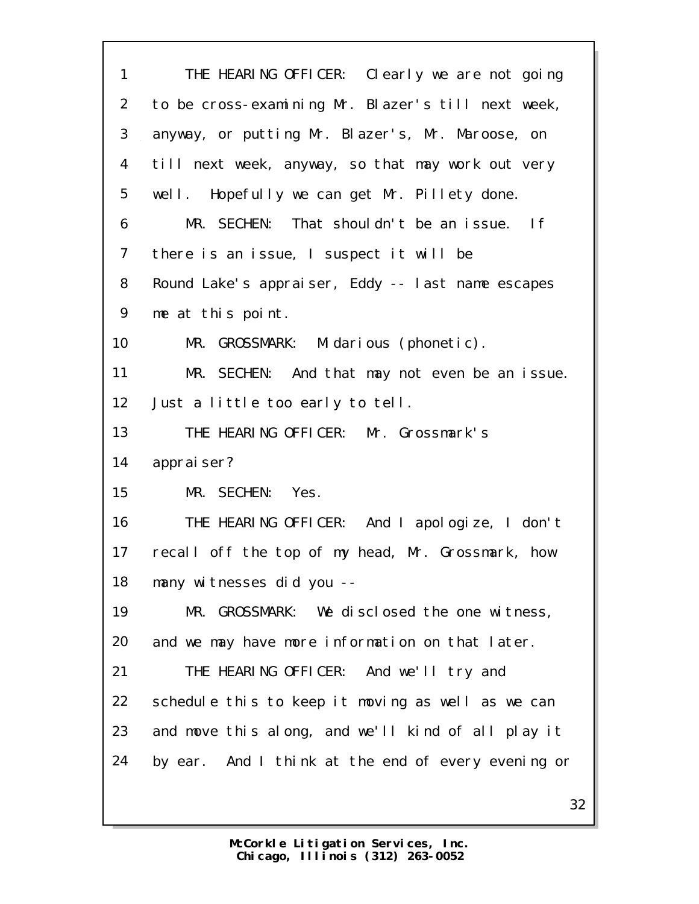THE HEARING OFFICER: Clearly we are not going to be cross-examining Mr. Blazer's till next week, anyway, or putting Mr. Blazer's, Mr. Maroose, on till next week, anyway, so that may work out very well. Hopefully we can get Mr. Pillety done.

MR. SECHEN: That shouldn't be an issue. If there is an issue, I suspect it will be Round Lake's appraiser, Eddy -- last name escapes me at this point.

MR. GROSSMARK: Midarious (phonetic).

MR. SECHEN: And that may not even be an issue. Just a little too early to tell.

THE HEARING OFFICER: Mr. Grossmark's appraiser?

MR. SECHEN: Yes.

THE HEARING OFFICER: And I apologize, I don't recall off the top of my head, Mr. Grossmark, how many witnesses did you --

MR. GROSSMARK: We disclosed the one witness, and we may have more information on that later.

THE HEARING OFFICER: And we'll try and schedule this to keep it moving as well as we can and move this along, and we'll kind of all play it by ear. And I think at the end of every evening or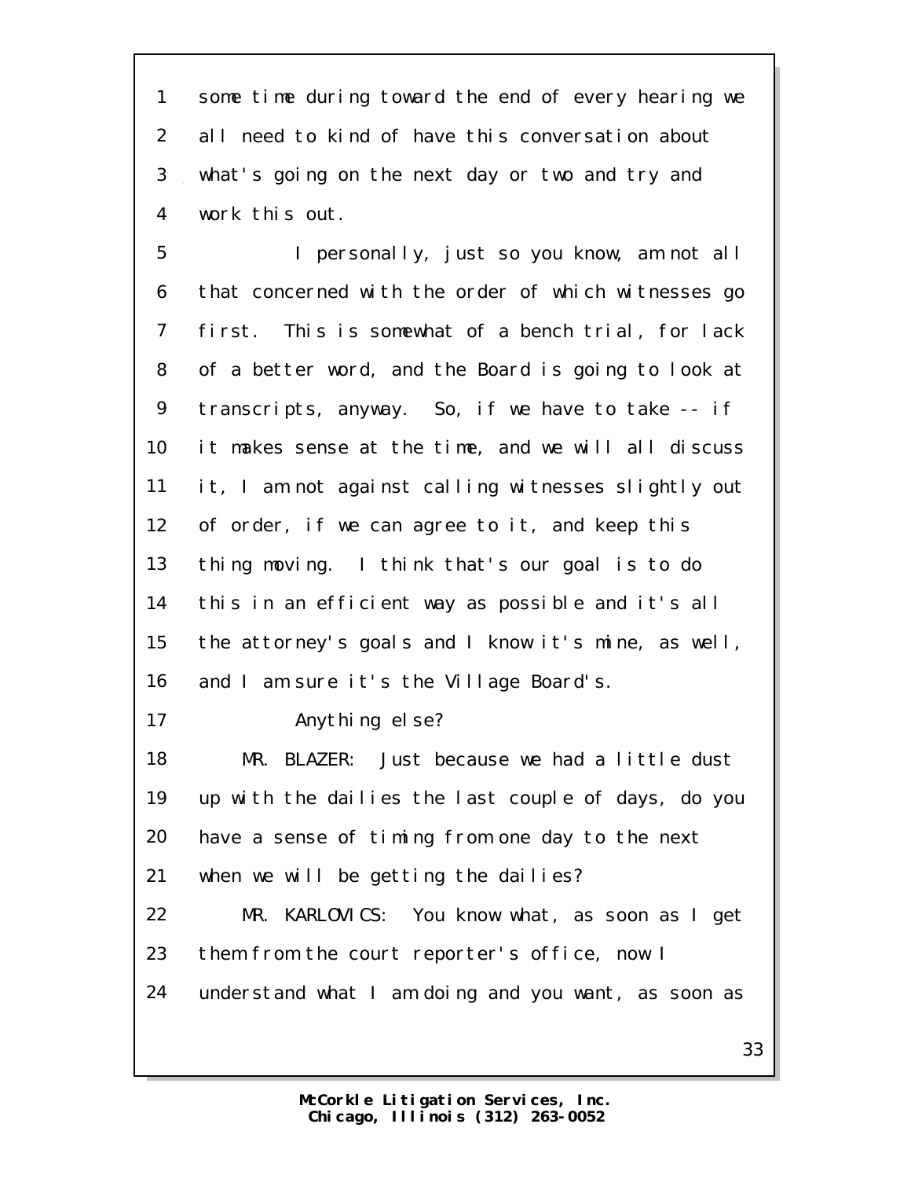some time during toward the end of every hearing we all need to kind of have this conversation about what's going on the next day or two and try and work this out.

I personally, just so you know, am not all that concerned with the order of which witnesses go first. This is somewhat of a bench trial, for lack of a better word, and the Board is going to look at transcripts, anyway. So, if we have to take -- if it makes sense at the time, and we will all discuss it, I am not against calling witnesses slightly out of order, if we can agree to it, and keep this thing moving. I think that's our goal is to do this in an efficient way as possible and it's all the attorney's goals and I know it's mine, as well, and I am sure it's the Village Board's.

Anything else?

MR. BLAZER: Just because we had a little dust up with the dailies the last couple of days, do you have a sense of timing from one day to the next when we will be getting the dailies?

MR. KARLOVICS: You know what, as soon as I get them from the court reporter's office, now I understand what I am doing and you want, as soon as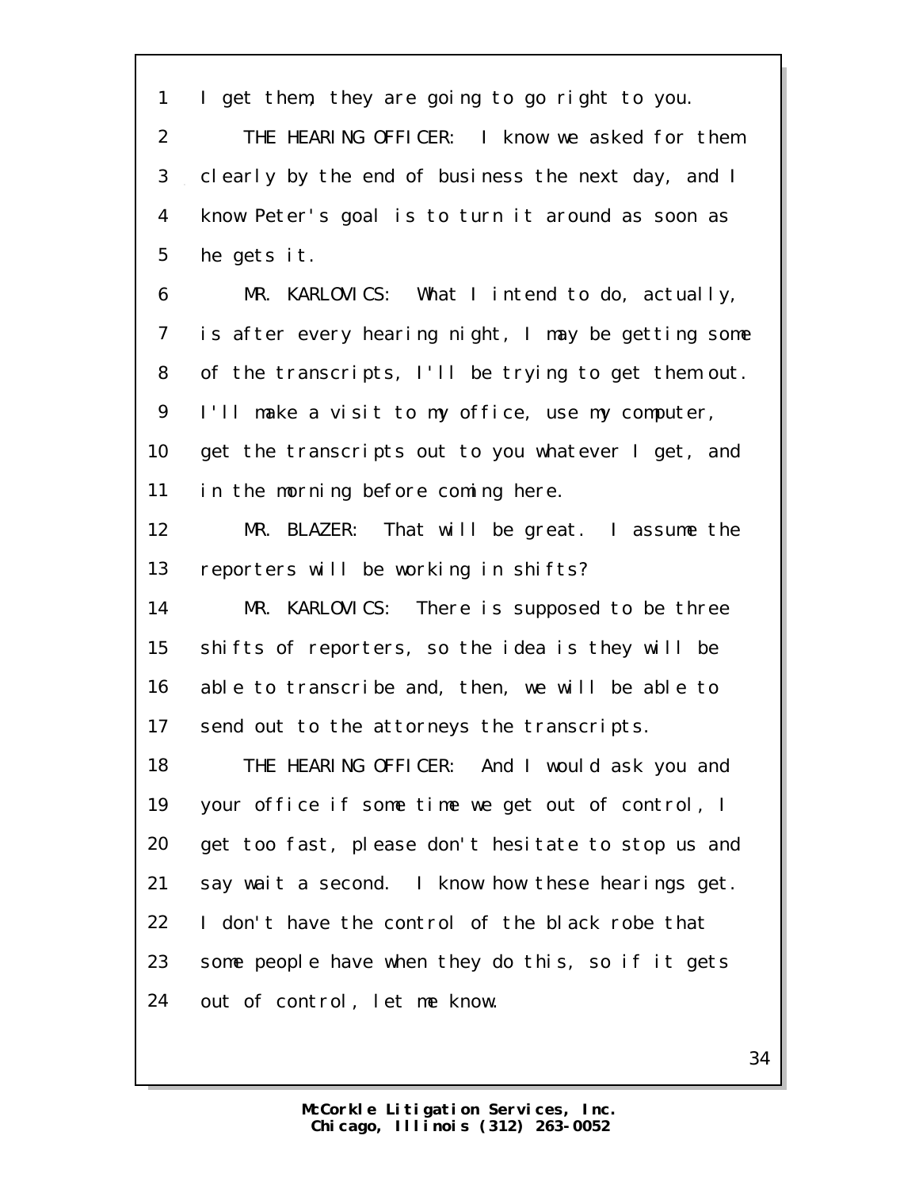1 I get them, they are going to go right to you.

2 THE HEARING OFFICER: I know we asked for them

3 clearly by the end of business the next day, and I

4 know Peter's goal is to turn it around as soon as

5 he gets it.

6 MR. KARLOVICS: What I intend to do, actually,

7 is after every hearing night, I may be getting some

8 of the transcripts, I'll be trying to get them out.

9 I'll make a visit to my office, use my computer,

10 get the transcripts out to you whatever I get, and

11 in the morning before coming here.

12 MR. BLAZER: That will be great. I assume the

13 reporters will be working in shifts?

14 MR. KARLOVICS: There is supposed to be three

15 shifts of reporters, so the idea is they will be

16 able to transcribe and, then, we will be able to

17 send out to the attorneys the transcripts.

18 THE HEARING OFFICER: And I would ask you and

19 your office if some time we get out of control, I

20 get too fast, please don't hesitate to stop us and

21 say wait a second. I know how these hearings get.

22 I don't have the control of the black robe that

23 some people have when they do this, so if it gets

24 out of control, let me know.

McCorkle Litigation Services, Inc.
Chicago, Illinois (312) 263-0052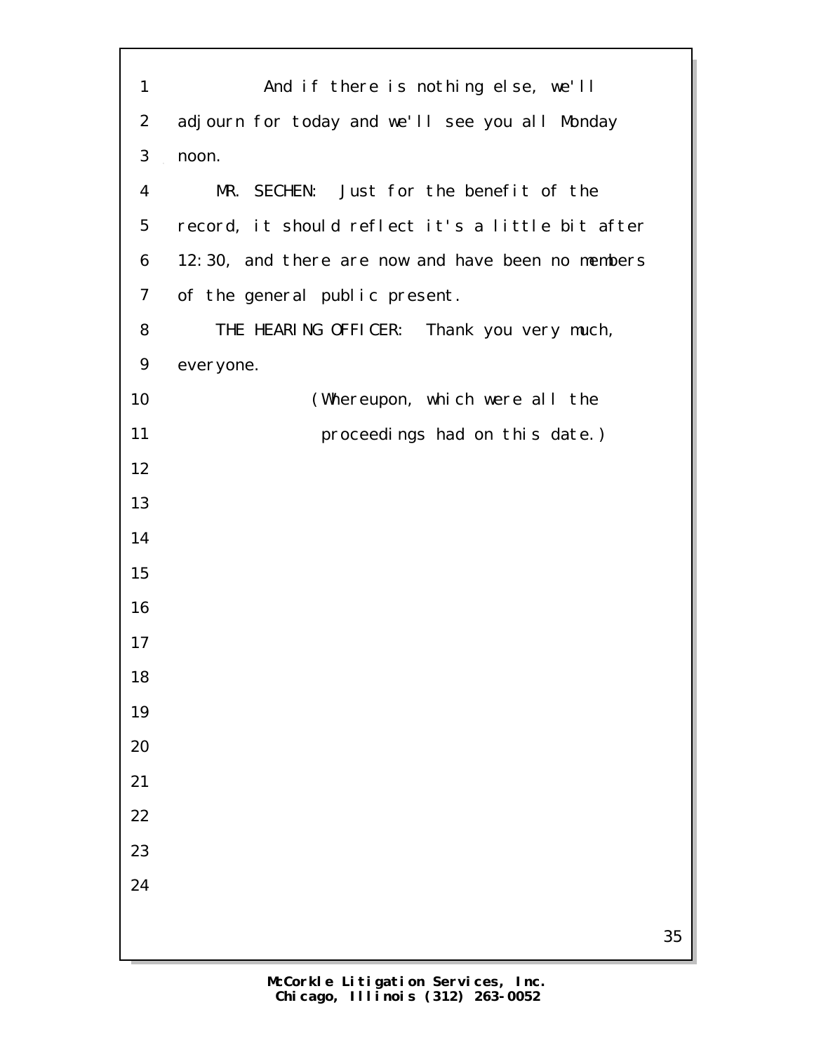And if there is nothing else, we'll adjourn for today and we'll see you all Monday noon.

MR. SECHEN: Just for the benefit of the record, it should reflect it's a little bit after 12:30, and there are now and have been no members of the general public present.

THE HEARING OFFICER: Thank you very much, everyone.

(Whereupon, which were all the proceedings had on this date.)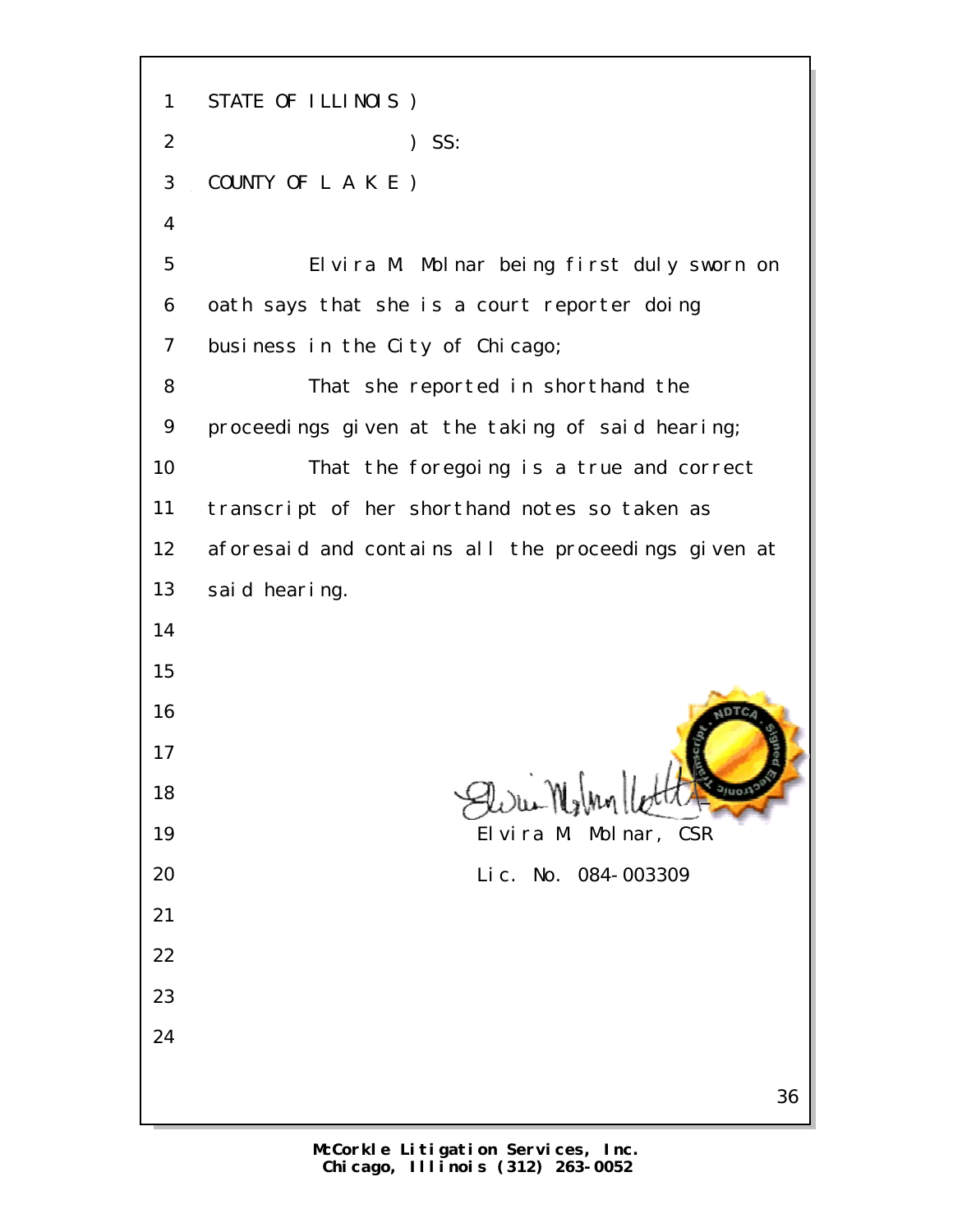STATE OF ILLINOIS )

) SS:

COUNTY OF L A K E )

Elvira M. Molnar being first duly sworn on oath says that she is a court reporter doing business in the City of Chicago;

That she reported in shorthand the proceedings given at the taking of said hearing;

That the foregoing is a true and correct transcript of her shorthand notes so taken as aforesaid and contains all the proceedings given at said hearing.

Elvira M. Molnar, CSR

Lic. No. 084-003309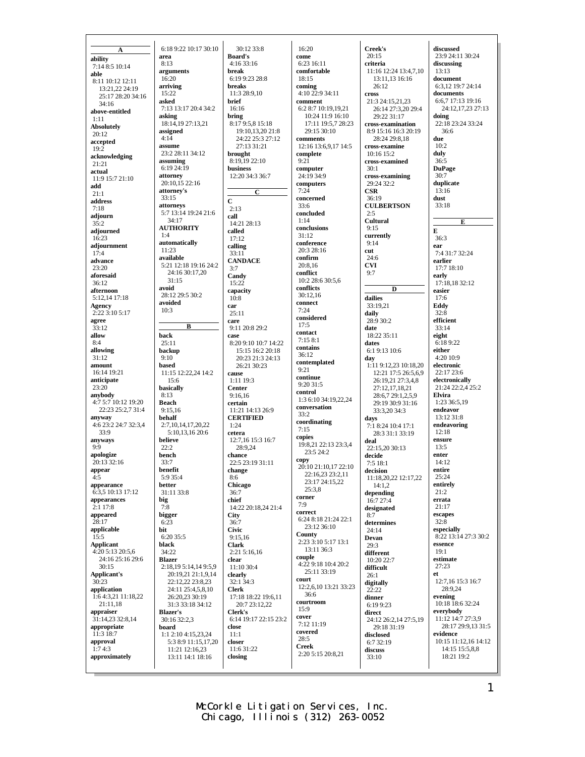**A**

**ability**
7:14 8:5 10:14
**able**
8:11 10:12 12:11
13:21,22 24:19
25:17 28:20 34:16
34:16
**above-entitled**
1:11
**Absolutely**
20:12
**accepted**
19:2
**acknowledging**
21:21
**actual**
11:9 15:7 21:10
**add**
21:1
**address**
7:18
**adjourn**
35:2
**adjourned**
16:23
**adjournment**
17:4
**advance**
23:20
**aforesaid**
36:12
**afternoon**
5:12,14 17:18
**Agency**
2:22 3:10 5:17
**agree**
33:12
**allow**
8:4
**allowing**
31:12
**amount**
16:14 19:21
**anticipate**
23:20
**anybody**
4:7 5:7 10:12 19:20
22:23 25:2,7 31:4
**anyway**
4:6 23:2 24:7 32:3,4
33:9
**anyways**
9:9
**apologize**
20:13 32:16
**appear**
4:5
**appearance**
6:3,5 10:13 17:12
**appearances**
2:1 17:8
**appeared**
28:17
**applicable**
15:5
**Applicant**
4:20 5:13 20:5,6
24:16 25:16 29:6
30:15
**Applicant's**
30:23
**application**
1:6 4:3,21 11:18,22
21:11,18
**appraiser**
31:14,23 32:8,14
**appropriate**
11:3 18:7
**approval**
1:7 4:3
**approximately**
6:18 9:22 10:17 30:10
**area**
8:13
**arguments**
16:20
**arriving**
15:22
**asked**
7:13 13:17 20:4 34:2
**asking**
18:14,19 27:13,21
**assigned**
4:14
**assume**
23:2 28:11 34:12
**assuming**
6:19 24:19
**attorney**
20:10,15 22:16
**attorney's**
33:15
**attorneys**
5:7 13:14 19:24 21:6
34:17
**AUTHORITY**
1:4
**automatically**
11:23
**available**
5:21 12:18 19:16 24:2
24:16 30:17,20
31:15
**avoid**
28:12 29:5 30:2
**avoided**
10:3

**B**

**back**
25:11
**backup**
9:10
**based**
11:15 12:22,24 14:2
15:6
**basically**
8:13
**Beach**
9:15,16
**behalf**
2:7,10,14,17,20,22
5:10,13,16 20:6
**believe**
22:2
**bench**
33:7
**benefit**
5:9 35:4
**better**
31:11 33:8
**big**
7:8
**bigger**
6:23
**bit**
6:20 35:5
**black**
34:22
**Blazer**
2:18,19 5:14,14 9:5,9
20:19,21 21:1,9,14
22:12,22 23:8,23
24:11 25:4,5,8,10
26:20,23 30:19
31:3 33:18 34:12
**Blazer's**
30:16 32:2,3
**board**
1:1 2:10 4:15,23,24
5:3 8:9 11:15,17,20
11:21 12:16,23
13:11 14:1 18:16
30:12 33:8
**Board's**
4:16 33:16
**break**
6:19 9:23 28:8
**breaks**
11:3 28:9,10
**brief**
16:16
**bring**
8:17 9:5,8 15:18
19:10,13,20 21:8
24:22 25:3 27:12
27:13 31:21
**brought**
8:19,19 22:10
**business**
12:20 34:3 36:7

**C**

**C**
2:13
**call**
14:21 28:13
**called**
17:12
**calling**
33:11
**CANDACE**
3:7
**Candy**
15:22
**capacity**
10:8
**car**
25:11
**care**
9:11 20:8 29:2
**case**
8:20 9:10 10:7 14:22
15:15 16:2 20:18
20:23 21:3 24:13
26:21 30:23
**cause**
1:11 19:3
**Center**
9:16,16
**certain**
11:21 14:13 26:9
**CERTIFIED**
1:24
**cetera**
12:7,16 15:3 16:7
28:9,24
**chance**
22:5 23:19 31:11
**change**
8:6
**Chicago**
36:7
**chief**
14:22 20:18,24 21:4
**City**
36:7
**Civic**
9:15,16
**Clark**
2:21 5:16,16
**clear**
11:10 30:4
**clearly**
32:1 34:3
**Clerk**
17:18 18:22 19:6,11
20:7 23:12,22
**Clerk's**
6:14 19:17 22:15 23:2
**close**
11:1
**closer**
11:6 31:22
**closing**
16:20
**come**
6:23 16:11
**comfortable**
18:15
**coming**
4:10 22:9 34:11
**comment**
6:2 8:7 10:19,19,21
10:24 11:9 16:10
17:11 19:5,7 28:23
29:15 30:10
**comments**
12:16 13:6,9,17 14:5
**complete**
9:21
**computer**
24:19 34:9
**computers**
7:24
**concerned**
33:6
**concluded**
1:14
**conclusions**
31:12
**conference**
20:3 28:16
**confirm**
20:8,16
**conflict**
10:2 28:6 30:5,6
**conflicts**
30:12,16
**connect**
7:24
**considered**
17:5
**contact**
7:15 8:1
**contains**
36:12
**contemplated**
9:21
**continue**
9:20 31:5
**control**
1:3 6:10 34:19,22,24
**conversation**
33:2
**coordinating**
7:15
**copies**
19:8,21 22:13 23:3,4
23:5 24:2
**copy**
20:10 21:10,17 22:10
22:16,23 23:2,11
23:17 24:15,22
25:3,8
**corner**
7:9
**correct**
6:24 8:18 21:24 22:1
23:12 36:10
**County**
2:23 3:10 5:17 13:1
13:11 36:3
**couple**
4:22 9:18 10:4 20:2
25:11 33:19
**court**
12:2,6,10 13:21 33:23
36:6
**courtroom**
15:9
**cover**
7:12 11:19
**covered**
28:5
**Creek**
2:20 5:15 20:8,21
**Creek's**
20:15
**criteria**
11:16 12:24 13:4,7,10
13:11,13 16:16
26:12
**cross**
21:3 24:15,21,23
26:14 27:3,20 29:4
29:22 31:17
**cross-examination**
8:9 15:16 16:3 20:19
28:24 29:8,18
**cross-examine**
10:16 15:2
**cross-examined**
30:1
**cross-examining**
29:24 32:2
**CSR**
36:19
**CULBERTSON**
2:5
**Cultural**
9:15
**currently**
9:14
**cut**
24:6
**CVI**
9:7

**D**

**dailies**
33:19,21
**daily**
28:9 30:2
**date**
18:22 35:11
**dates**
6:1 9:13 10:6
**day**
1:11 9:12,23 10:18,20
12:21 17:5 26:5,6,9
26:19,21 27:3,4,8
27:12,17,18,21
28:6,7 29:1,2,5,9
29:19 30:9 31:16
33:3,20 34:3
**days**
7:1 8:24 10:4 17:1
28:3 31:1 33:19
**deal**
22:15,20 30:13
**decide**
7:5 18:1
**decision**
11:18,20,22 12:17,22
14:1,2
**depending**
16:7 27:4
**designated**
8:7
**determines**
24:14
**Devan**
29:3
**different**
10:20 22:7
**difficult**
26:1
**digitally**
22:22
**dinner**
6:19 9:23
**direct**
24:12 26:2,14 27:5,19
29:18 31:19
**disclosed**
6:7 32:19
**discuss**
33:10
**discussed**
23:9 24:11 30:24
**discussing**
13:13
**document**
6:3,12 19:7 24:14
**documents**
6:6,7 17:13 19:16
24:12,17,23 27:13
**doing**
22:18 23:24 33:24
36:6
**due**
10:2
**duly**
36:5
**DuPage**
30:7
**duplicate**
13:16
**dust**
33:18

**E**

**E**
36:3
**ear**
7:4 31:7 32:24
**earlier**
17:7 18:10
**early**
17:18,18 32:12
**easier**
17:6
**Eddy**
32:8
**efficient**
33:14
**eight**
6:18 9:22
**either**
4:20 10:9
**electronic**
22:17 23:6
**electronically**
21:24 22:2,4 25:2
**Elvira**
1:23 36:5,19
**endeavor**
13:12 31:8
**endeavoring**
12:18
**ensure**
13:5
**enter**
14:12
**entire**
25:24
**entirely**
21:2
**errata**
21:17
**escapes**
32:8
**especially**
8:22 13:14 27:3 30:2
**essence**
19:1
**estimate**
27:23
**et**
12:7,16 15:3 16:7
28:9,24
**evening**
10:18 18:6 32:24
**everybody**
11:12 14:7 27:3,9
28:17 29:9,13 31:5
**evidence**
10:15 11:12,16 14:12
14:15 15:5,8,8
18:21 19:2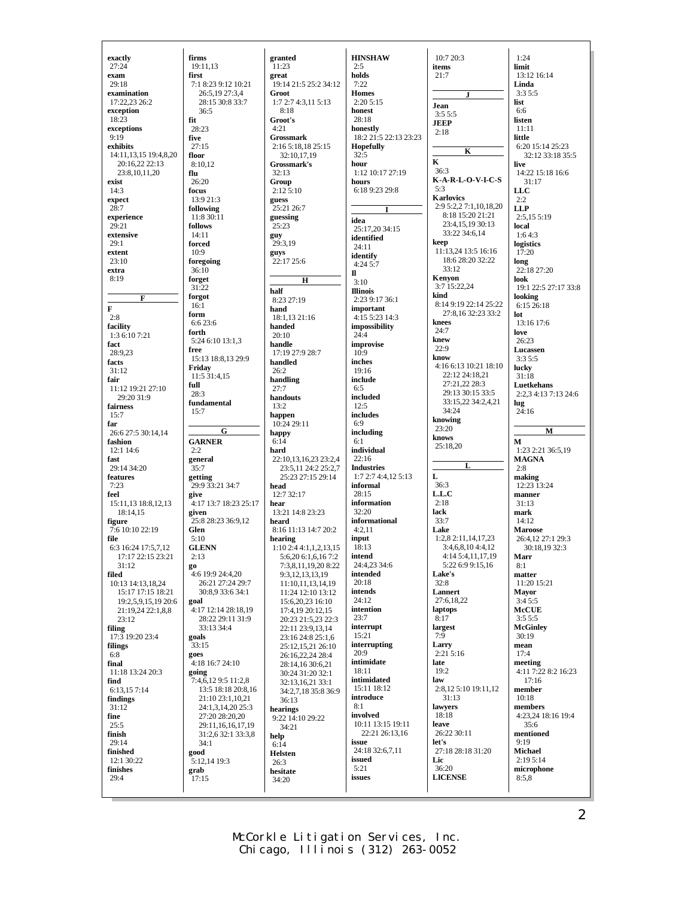**exactly**
27:24
**exam**
29:18
**examination**
17:22,23 26:2
**exception**
18:23
**exceptions**
9:19
**exhibits**
14:11,13,15 19:4,8,20
20:16,22 22:13
23:8,10,11,20
**exist**
14:3
**expect**
28:7
**experience**
29:21
**extensive**
29:1
**extent**
23:10
**extra**
8:19

**F**

**F**
2:8
**facility**
1:3 6:10 7:21
**fact**
28:9,23
**facts**
31:12
**fair**
11:12 19:21 27:10
29:20 31:9
**fairness**
15:7
**far**
26:6 27:5 30:14,14
**fashion**
12:1 14:6
**fast**
29:14 34:20
**features**
7:23
**feel**
15:11,13 18:8,12,13
18:14,15
**figure**
7:6 10:10 22:19
**file**
6:3 16:24 17:5,7,12
17:17 22:15 23:21
31:12
**filed**
10:13 14:13,18,24
15:17 17:15 18:21
19:2,5,9,15,19 20:6
21:19,24 22:1,8,8
23:12
**filing**
17:3 19:20 23:4
**filings**
6:8
**final**
11:18 13:24 20:3
**find**
6:13,15 7:14
**findings**
31:12
**fine**
25:5
**finish**
29:14
**finished**
12:1 30:22
**finishes**
29:4

**firms**
19:11,13
**first**
7:1 8:23 9:12 10:21
26:5,19 27:3,4
28:15 30:8 33:7
36:5
**fit**
28:23
**five**
27:15
**floor**
8:10,12
**flu**
26:20
**focus**
13:9 21:3
**following**
11:8 30:11
**follows**
14:11
**forced**
10:9
**foregoing**
36:10
**forget**
31:22
**forgot**
16:1
**form**
6:6 23:6
**forth**
5:24 6:10 13:1,3
**free**
15:13 18:8,13 29:9
**Friday**
11:5 31:4,15
**full**
28:3
**fundamental**
15:7

**G**

**GARNER**
2:2
**general**
35:7
**getting**
29:9 33:21 34:7
**give**
4:17 13:7 18:23 25:17
**given**
25:8 28:23 36:9,12
**Glen**
5:10
**GLENN**
2:13
**go**
4:6 19:9 24:4,20
26:21 27:24 29:7
30:8,9 33:6 34:1
**goal**
4:17 12:14 28:18,19
28:22 29:11 31:9
33:13 34:4
**goals**
33:15
**goes**
4:18 16:7 24:10
**going**
7:4,6,12 9:5 11:2,8
13:5 18:18 20:8,16
21:10 23:1,10,21
24:1,3,14,20 25:3
27:20 28:20,20
29:11,16,16,17,19
31:2,6 32:1 33:3,8
34:1
**good**
5:12,14 19:3
**grab**
17:15

**granted**
11:23
**great**
19:14 21:5 25:2 34:12
**Groot**
1:7 2:7 4:3,11 5:13
8:18
**Groot's**
4:21
**Grossmark**
2:16 5:18,18 25:15
32:10,17,19
**Grossmark's**
32:13
**Group**
2:12 5:10
**guess**
25:21 26:7
**guessing**
25:23
**guy**
29:3,19
**guys**
22:17 25:6

**H**

**half**
8:23 27:19
**hand**
18:1,13 21:16
**handed**
20:10
**handle**
17:19 27:9 28:7
**handled**
26:2
**handling**
27:7
**handouts**
13:2
**happen**
10:24 29:11
**happy**
6:14
**hard**
22:10,13,16,23 23:2,4
23:5,11 24:2 25:2,7
25:23 27:15 29:14
**head**
12:7 32:17
**hear**
13:21 14:8 23:23
**heard**
8:16 11:13 14:7 20:2
**hearing**
1:10 2:4 4:1,1,2,13,15
5:6,20 6:1,6,16 7:2
7:3,8,11,19,20 8:22
9:3,12,13,13,19
11:10,11,13,14,19
11:24 12:10 13:12
15:6,20,23 16:10
17:4,19 20:12,15
20:23 21:5,23 22:3
22:11 23:9,13,14
23:16 24:8 25:1,6
25:12,15,21 26:10
26:16,22,24 28:4
28:14,16 30:6,21
30:24 31:20 32:1
32:13,16,21 33:1
34:2,7,18 35:8 36:9
36:13
**hearings**
9:22 14:10 29:22
34:21
**help**
6:14
**Helsten**
26:3
**hesitate**
34:20

**HINSHAW**
2:5
**holds**
7:22
**Homes**
2:20 5:15
**honest**
28:18
**honestly**
18:2 21:5 22:13 23:23
**Hopefully**
32:5
**hour**
1:12 10:17 27:19
**hours**
6:18 9:23 29:8

**I**

**idea**
25:17,20 34:15
**identified**
24:11
**identify**
4:24 5:7
**Il**
3:10
**Illinois**
2:23 9:17 36:1
**important**
4:15 5:23 14:3
**impossibility**
24:4
**improvise**
10:9
**inches**
19:16
**include**
6:5
**included**
12:5
**includes**
6:9
**including**
6:1
**individual**
22:16
**Industries**
1:7 2:7 4:4,12 5:13
**informal**
28:15
**information**
32:20
**informational**
4:2,11
**input**
18:13
**intend**
24:4,23 34:6
**intended**
20:18
**intends**
24:12
**intention**
23:7
**interrupt**
15:21
**interrupting**
20:9
**intimidate**
18:11
**intimidated**
15:11 18:12
**introduce**
8:1
**involved**
10:11 13:15 19:11
22:21 26:13,16
**issue**
24:18 32:6,7,11
**issued**
5:21
**issues**

10:7 20:3
**items**
21:7

**J**

**Jean**
3:5 5:5
**JEEP**
2:18

**K**

**K**
36:3
**K-A-R-L-O-V-I-C-S**
5:3
**Karlovics**
2:9 5:2,2 7:1,10,18,20
8:18 15:20 21:21
23:4,15,19 30:13
33:22 34:6,14
**keep**
11:13,24 13:5 16:16
18:6 28:20 32:22
33:12
**Kenyon**
3:7 15:22,24
**kind**
8:14 9:19 22:14 25:22
27:8,16 32:23 33:2
**knees**
24:7
**knew**
22:9
**know**
4:16 6:13 10:21 18:10
22:12 24:18,21
27:21,22 28:3
29:13 30:15 33:5
33:15,22 34:2,4,21
34:24
**knowing**
23:20
**knows**
25:18,20

**L**

**L**
36:3
**L.L.C**
2:18
**lack**
33:7
**Lake**
1:2,8 2:11,14,17,23
3:4,6,8,10 4:4,12
4:14 5:4,11,17,19
5:22 6:9 9:15,16
**Lake's**
32:8
**Lannert**
27:6,18,22
**laptops**
8:17
**largest**
7:9
**Larry**
2:21 5:16
**late**
19:2
**law**
2:8,12 5:10 19:11,12
31:13
**lawyers**
18:18
**leave**
26:22 30:11
**let's**
27:18 28:18 31:20
**Lic**
36:20
**LICENSE**

1:24
**limit**
13:12 16:14
**Linda**
3:3 5:5
**list**
6:6
**listen**
11:11
**little**
6:20 15:14 25:23
32:12 33:18 35:5
**live**
14:22 15:18 16:6
31:17
**LLC**
2:2
**LLP**
2:5,15 5:19
**local**
1:6 4:3
**logistics**
17:20
**long**
22:18 27:20
**look**
19:1 22:5 27:17 33:8
**looking**
6:15 26:18
**lot**
13:16 17:6
**love**
26:23
**Lucassen**
3:3 5:5
**lucky**
31:18
**Luetkehans**
2:2,3 4:13 7:13 24:6
**lug**
24:16

**M**

**M**
1:23 2:21 36:5,19
**MAGNA**
2:8
**making**
12:23 13:24
**manner**
31:13
**mark**
14:12
**Maroose**
26:4,12 27:1 29:3
30:18,19 32:3
**Marr**
8:1
**matter**
11:20 15:21
**Mayor**
3:4 5:5
**McCUE**
3:5 5:5
**McGinley**
30:19
**mean**
17:4
**meeting**
4:11 7:22 8:2 16:23
17:16
**member**
10:18
**members**
4:23,24 18:16 19:4
35:6
**mentioned**
9:19
**Michael**
2:19 5:14
**microphone**
8:5,8

McCorkle Litigation Services, Inc.
Chicago, Illinois (312) 263-0052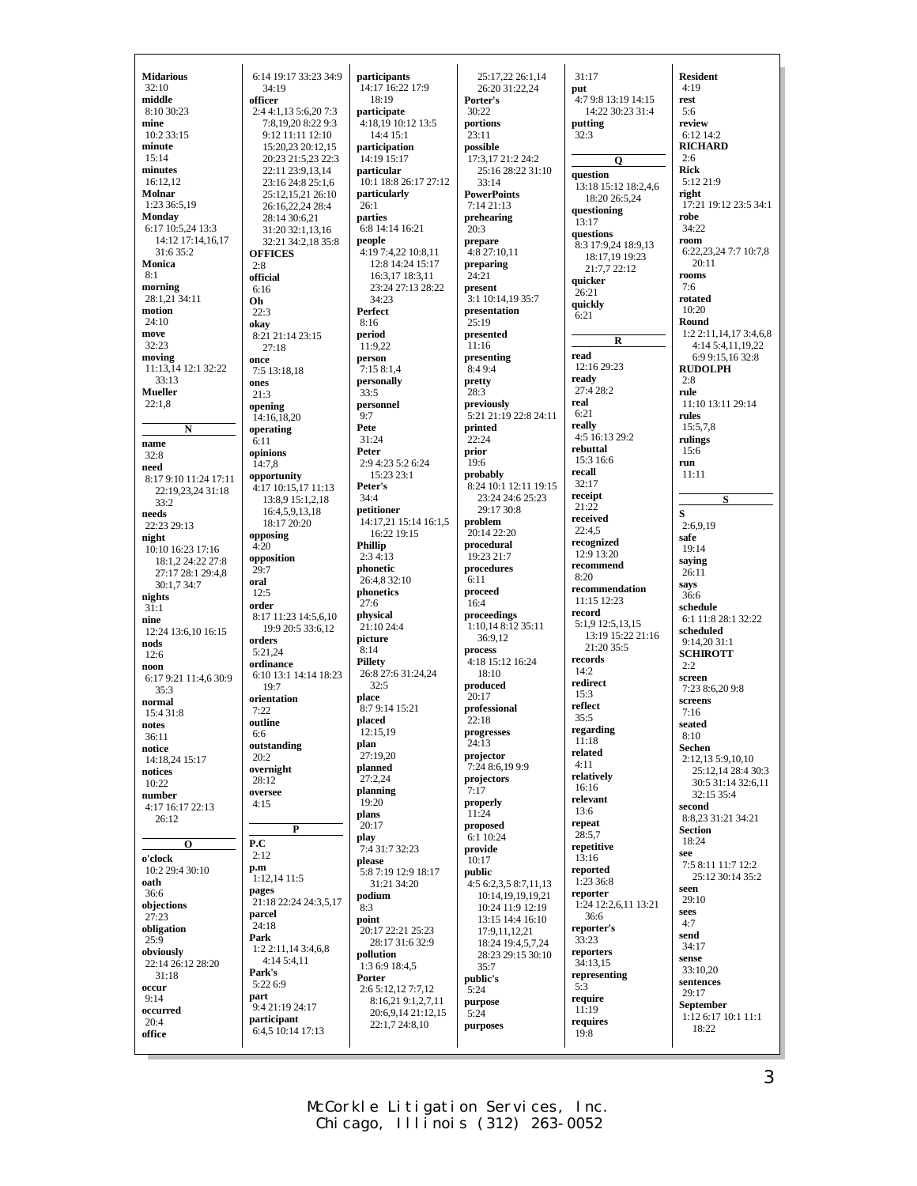**Midarious**
32:10
**middle**
8:10 30:23
**mine**
10:2 33:15
**minute**
15:14
**minutes**
16:12,12
**Molnar**
1:23 36:5,19
**Monday**
6:17 10:5,24 13:3 14:12 17:14,16,17 31:6 35:2
**Monica**
8:1
**morning**
28:1,21 34:11
**motion**
24:10
**move**
32:23
**moving**
11:13,14 12:1 32:22 33:13
**Mueller**
22:1,8

**N**

**name**
32:8
**need**
8:17 9:10 11:24 17:11 22:19,23,24 31:18 33:2
**needs**
22:23 29:13
**night**
10:10 16:23 17:16 18:1,2 24:22 27:8 27:17 28:1 29:4,8 30:1,7 34:7
**nights**
31:1
**nine**
12:24 13:6,10 16:15
**nods**
12:6
**noon**
6:17 9:21 11:4,6 30:9 35:3
**normal**
15:4 31:8
**notes**
36:11
**notice**
14:18,24 15:17
**notices**
10:22
**number**
4:17 16:17 22:13 26:12

**O**

**o'clock**
10:2 29:4 30:10
**oath**
36:6
**objections**
27:23
**obligation**
25:9
**obviously**
22:14 26:12 28:20 31:18
**occur**
9:14
**occurred**
20:4
**office**
6:14 19:17 33:23 34:9 34:19
**officer**
2:4 4:1,13 5:6,20 7:3 7:8,19,20 8:22 9:3 9:12 11:11 12:10 15:20,23 20:12,15 20:23 21:5,23 22:3 22:11 23:9,13,14 23:16 24:8 25:1,6 25:12,15,21 26:10 26:16,22,24 28:4 28:14 30:6,21 31:20 32:1,13,16 32:21 34:2,18 35:8
**OFFICES**
2:8
**official**
6:16
**Oh**
22:3
**okay**
8:21 21:14 23:15 27:18
**once**
7:5 13:18,18
**ones**
21:3
**opening**
14:16,18,20
**operating**
6:11
**opinions**
14:7,8
**opportunity**
4:17 10:15,17 11:13 13:8,9 15:1,2,18 16:4,5,9,13,18 18:17 20:20
**opposing**
4:20
**opposition**
29:7
**oral**
12:5
**order**
8:17 11:23 14:5,6,10 19:9 20:5 33:6,12
**orders**
5:21,24
**ordinance**
6:10 13:1 14:14 18:23 19:7
**orientation**
7:22
**outline**
6:6
**outstanding**
20:2
**overnight**
28:12
**oversee**
4:15

**P**

**P.C**
2:12
**p.m**
1:12,14 11:5
**pages**
21:18 22:24 24:3,5,17
**parcel**
24:18
**Park**
1:2 2:11,14 3:4,6,8 4:14 5:4,11
**Park's**
5:22 6:9
**part**
9:4 21:19 24:17
**participant**
6:4,5 10:14 17:13
**participants**
14:17 16:22 17:9 18:19
**participate**
4:18,19 10:12 13:5 14:4 15:1
**participation**
14:19 15:17
**particular**
10:1 18:8 26:17 27:12
**particularly**
26:1
**parties**
6:8 14:14 16:21
**people**
4:19 7:4,22 10:8,11 12:8 14:24 15:17 16:3,17 18:3,11 23:24 27:13 28:22 34:23
**Perfect**
8:16
**period**
11:9,22
**person**
7:15 8:1,4
**personally**
33:5
**personnel**
9:7
**Pete**
31:24
**Peter**
2:9 4:23 5:2 6:24 15:23 23:1
**Peter's**
34:4
**petitioner**
14:17,21 15:14 16:1,5 16:22 19:15
**Phillip**
2:3 4:13
**phonetic**
26:4,8 32:10
**phonetics**
27:6
**physical**
21:10 24:4
**picture**
8:14
**Pillety**
26:8 27:6 31:24,24 32:5
**place**
8:7 9:14 15:21
**placed**
12:15,19
**plan**
27:19,20
**planned**
27:2,24
**planning**
19:20
**plans**
20:17
**play**
7:4 31:7 32:23
**please**
5:8 7:19 12:9 18:17 31:21 34:20
**podium**
8:3
**point**
20:17 22:21 25:23 28:17 31:6 32:9
**pollution**
1:3 6:9 18:4,5
**Porter**
2:6 5:12,12 7:7,12 8:16,21 9:1,2,7,11 20:6,9,14 21:12,15 22:1,7 24:8,10 25:17,22 26:1,14 26:20 31:22,24
**Porter's**
30:22
**portions**
23:11
**possible**
17:3,17 21:2 24:2 25:16 28:22 31:10 33:14
**PowerPoints**
7:14 21:13
**prehearing**
20:3
**prepare**
4:8 27:10,11
**preparing**
24:21
**present**
3:1 10:14,19 35:7
**presentation**
25:19
**presented**
11:16
**presenting**
8:4 9:4
**pretty**
28:3
**previously**
5:21 21:19 22:8 24:11
**printed**
22:24
**prior**
19:6
**probably**
8:24 10:1 12:11 19:15 23:24 24:6 25:23 29:17 30:8
**problem**
20:14 22:20
**procedural**
19:23 21:7
**procedures**
6:11
**proceed**
16:4
**proceedings**
1:10,14 8:12 35:11 36:9,12
**process**
4:18 15:12 16:24 18:10
**produced**
20:17
**professional**
22:18
**progresses**
24:13
**projector**
7:24 8:6,19 9:9
**projectors**
7:17
**properly**
11:24
**proposed**
6:1 10:24
**provide**
10:17
**public**
4:5 6:2,3,5 8:7,11,13 10:14,19,19,19,21 10:24 11:9 12:19 13:15 14:4 16:10 17:9,11,12,21 18:24 19:4,5,7,24 28:23 29:15 30:10 35:7
**public's**
5:24
**purpose**
5:24
**purposes**
31:17
**put**
4:7 9:8 13:19 14:15 14:22 30:23 31:4
**putting**
32:3

**Q**

**question**
13:18 15:12 18:2,4,6 18:20 26:5,24
**questioning**
13:17
**questions**
8:3 17:9,24 18:9,13 18:17,19 19:23 21:7,7 22:12
**quicker**
26:21
**quickly**
6:21

**R**

**read**
12:16 29:23
**ready**
27:4 28:2
**real**
6:21
**really**
4:5 16:13 29:2
**rebuttal**
15:3 16:6
**recall**
32:17
**receipt**
21:22
**received**
22:4,5
**recognized**
12:9 13:20
**recommend**
8:20
**recommendation**
11:15 12:23
**record**
5:1,9 12:5,13,15 13:19 15:22 21:16 21:20 35:5
**records**
14:2
**redirect**
15:3
**reflect**
35:5
**regarding**
11:18
**related**
4:11
**relatively**
16:16
**relevant**
13:6
**repeat**
28:5,7
**repetitive**
13:16
**reported**
1:23 36:8
**reporter**
1:24 12:2,6,11 13:21 36:6
**reporter's**
33:23
**reporters**
34:13,15
**representing**
5:3
**require**
11:19
**requires**
19:8
**Resident**
4:19
**rest**
5:6
**review**
6:12 14:2
**RICHARD**
2:6
**Rick**
5:12 21:9
**right**
17:21 19:12 23:5 34:1
**robe**
34:22
**room**
6:22,23,24 7:7 10:7,8 20:11
**rooms**
7:6
**rotated**
10:20
**Round**
1:2 2:11,14,17 3:4,6,8 4:14 5:4,11,19,22 6:9 9:15,16 32:8
**RUDOLPH**
2:8
**rule**
11:10 13:11 29:14
**rules**
15:5,7,8
**rulings**
15:6
**run**
11:11

**S**

**S**
2:6,9,19
**safe**
19:14
**saying**
26:11
**says**
36:6
**schedule**
6:1 11:8 28:1 32:22
**scheduled**
9:14,20 31:1
**SCHIROTT**
2:2
**screen**
7:23 8:6,20 9:8
**screens**
7:16
**seated**
8:10
**Sechen**
2:12,13 5:9,10,10 25:12,14 28:4 30:3 30:5 31:14 32:6,11 32:15 35:4
**second**
8:8,23 31:21 34:21
**Section**
18:24
**see**
7:5 8:11 11:7 12:2 25:12 30:14 35:2
**seen**
29:10
**sees**
4:7
**send**
34:17
**sense**
33:10,20
**sentences**
29:17
**September**
1:12 6:17 10:1 11:1 18:22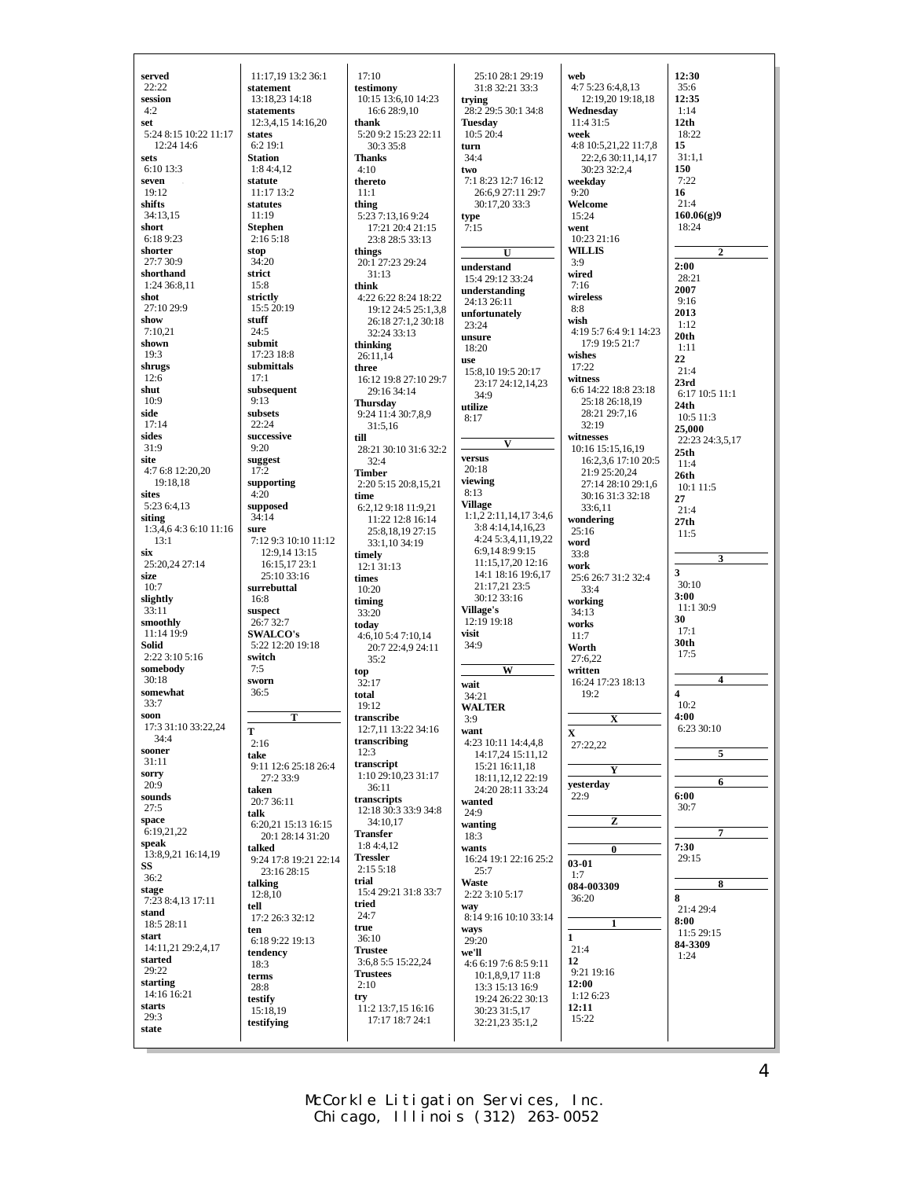**served**
22:22
**session**
4:2
**set**
5:24 8:15 10:22 11:17
12:24 14:6
**sets**
6:10 13:3
**seven**
19:12
**shifts**
34:13,15
**short**
6:18 9:23
**shorter**
27:7 30:9
**shorthand**
1:24 36:8,11
**shot**
27:10 29:9
**show**
7:10,21
**shown**
19:3
**shrugs**
12:6
**shut**
10:9
**side**
17:14
**sides**
31:9
**site**
4:7 6:8 12:20,20
19:18,18
**sites**
5:23 6:4,13
**siting**
1:3,4,6 4:3 6:10 11:16
13:1
**six**
25:20,24 27:14
**size**
10:7
**slightly**
33:11
**smoothly**
11:14 19:9
**Solid**
2:22 3:10 5:16
**somebody**
30:18
**somewhat**
33:7
**soon**
17:3 31:10 33:22,24
34:4
**sooner**
31:11
**sorry**
20:9
**sounds**
27:5
**space**
6:19,21,22
**speak**
13:8,9,21 16:14,19
**SS**
36:2
**stage**
7:23 8:4,13 17:11
**stand**
18:5 28:11
**start**
14:11,21 29:2,4,17
**started**
29:22
**starting**
14:16 16:21
**starts**
29:3
**state**
11:17,19 13:2 36:1
**statement**
13:18,23 14:18
**statements**
12:3,4,15 14:16,20
**states**
6:2 19:1
**Station**
1:8 4:4,12
**statute**
11:17 13:2
**statutes**
11:19
**Stephen**
2:16 5:18
**stop**
34:20
**strict**
15:8
**strictly**
15:5 20:19
**stuff**
24:5
**submit**
17:23 18:8
**submittals**
17:1
**subsequent**
9:13
**subsets**
22:24
**successive**
9:20
**suggest**
17:2
**supporting**
4:20
**supposed**
34:14
**sure**
7:12 9:3 10:10 11:12
12:9,14 13:15
16:15,17 23:1
25:10 33:16
**surrebuttal**
16:8
**suspect**
26:7 32:7
**SWALCO's**
5:22 12:20 19:18
**switch**
7:5
**sworn**
36:5

**T**

**T**
2:16
**take**
9:11 12:6 25:18 26:4
27:2 33:9
**taken**
20:7 36:11
**talk**
6:20,21 15:13 16:15
20:1 28:14 31:20
**talked**
9:24 17:8 19:21 22:14
23:16 28:15
**talking**
12:8,10
**tell**
17:2 26:3 32:12
**ten**
6:18 9:22 19:13
**tendency**
18:3
**terms**
28:8
**testify**
15:18,19
**testifying**
17:10
**testimony**
10:15 13:6,10 14:23
16:6 28:9,10
**thank**
5:20 9:2 15:23 22:11
30:3 35:8
**Thanks**
4:10
**thereto**
11:1
**thing**
5:23 7:13,16 9:24
17:21 20:4 21:15
23:8 28:5 33:13
**things**
20:1 27:23 29:24
31:13
**think**
4:22 6:22 8:24 18:22
19:12 24:5 25:1,3,8
26:18 27:1,2 30:18
32:24 33:13
**thinking**
26:11,14
**three**
16:12 19:8 27:10 29:7
29:16 34:14
**Thursday**
9:24 11:4 30:7,8,9
31:5,16
**till**
28:21 30:10 31:6 32:2
32:4
**Timber**
2:20 5:15 20:8,15,21
**time**
6:2,12 9:18 11:9,21
11:22 12:8 16:14
25:8,18,19 27:15
33:1,10 34:19
**timely**
12:1 31:13
**times**
10:20
**timing**
33:20
**today**
4:6,10 5:4 7:10,14
20:7 22:4,9 24:11
35:2
**top**
32:17
**total**
19:12
**transcribe**
12:7,11 13:22 34:16
**transcribing**
12:3
**transcript**
1:10 29:10,23 31:17
36:11
**transcripts**
12:18 30:3 33:9 34:8
34:10,17
**Transfer**
1:8 4:4,12
**Tressler**
2:15 5:18
**trial**
15:4 29:21 31:8 33:7
**tried**
24:7
**true**
36:10
**Trustee**
3:6,8 5:5 15:22,24
**Trustees**
2:10
**try**
11:2 13:7,15 16:16
17:17 18:7 24:1
25:10 28:1 29:19
31:8 32:21 33:3
**trying**
28:2 29:5 30:1 34:8
**Tuesday**
10:5 20:4
**turn**
34:4
**two**
7:1 8:23 12:7 16:12
26:6,9 27:11 29:7
30:17,20 33:3
**type**
7:15

**U**

**understand**
15:4 29:12 33:24
**understanding**
24:13 26:11
**unfortunately**
23:24
**unsure**
18:20
**use**
15:8,10 19:5 20:17
23:17 24:12,14,23
34:9
**utilize**
8:17

**V**

**versus**
20:18
**viewing**
8:13
**Village**
1:1,2 2:11,14,17 3:4,6
3:8 4:14,14,16,23
4:24 5:3,4,11,19,22
6:9,14 8:9 9:15
11:15,17,20 12:16
14:1 18:16 19:6,17
21:17,21 23:5
30:12 33:16
**Village's**
12:19 19:18
**visit**
34:9

**W**

**wait**
34:21
**WALTER**
3:9
**want**
4:23 10:11 14:4,4,8
14:17,24 15:11,12
15:21 16:11,18
18:11,12,12 22:19
24:20 28:11 33:24
**wanted**
24:9
**wanting**
18:3
**wants**
16:24 19:1 22:16 25:2
25:7
**Waste**
2:22 3:10 5:17
**way**
8:14 9:16 10:10 33:14
**ways**
29:20
**we'll**
4:6 6:19 7:6 8:5 9:11
10:1,8,9,17 11:8
13:3 15:13 16:9
19:24 26:22 30:13
30:23 31:5,17
32:21,23 35:1,2
**web**
4:7 5:23 6:4,8,13
12:19,20 19:18,18
**Wednesday**
11:4 31:5
**week**
4:8 10:5,21,22 11:7,8
22:2,6 30:11,14,17
30:23 32:2,4
**weekday**
9:20
**Welcome**
15:24
**went**
10:23 21:16
**WILLIS**
3:9
**wired**
7:16
**wireless**
8:8
**wish**
4:19 5:7 6:4 9:1 14:23
17:9 19:5 21:7
**wishes**
17:22
**witness**
6:6 14:22 18:8 23:18
25:18 26:18,19
28:21 29:7,16
32:19
**witnesses**
10:16 15:15,16,19
16:2,3,6 17:10 20:5
21:9 25:20,24
27:14 28:10 29:1,6
30:16 31:3 32:18
33:6,11
**wondering**
25:16
**word**
33:8
**work**
25:6 26:7 31:2 32:4
33:4
**working**
34:13
**works**
11:7
**Worth**
27:6,22
**written**
16:24 17:23 18:13
19:2

**X**

**X**
27:22,22

**Y**

**yesterday**
22:9

**Z**

**0**

**03-01**
1:7
**084-003309**
36:20

**1**

**1**
21:4
**12**
9:21 19:16
**12:00**
1:12 6:23
**12:11**
15:22
**12:30**
35:6
**12:35**
1:14
**12th**
18:22
**15**
31:1,1
**150**
7:22
**16**
21:4
**160.06(g)9**
18:24

**2**

**2:00**
28:21
**2007**
9:16
**2013**
1:12
**20th**
1:11
**22**
21:4
**23rd**
6:17 10:5 11:1
**24th**
10:5 11:3
**25,000**
22:23 24:3,5,17
**25th**
11:4
**26th**
10:1 11:5
**27**
21:4
**27th**
11:5

**3**

**3**
30:10
**3:00**
11:1 30:9
**30**
17:1
**30th**
17:5

**4**

**4**
10:2
**4:00**
6:23 30:10

**5**

**6**

**6:00**
30:7

**7**

**7:30**
29:15

**8**

**8**
21:4 29:4
**8:00**
11:5 29:15
**84-3309**
1:24

McCorkle Litigation Services, Inc.
Chicago, Illinois (312) 263-0052